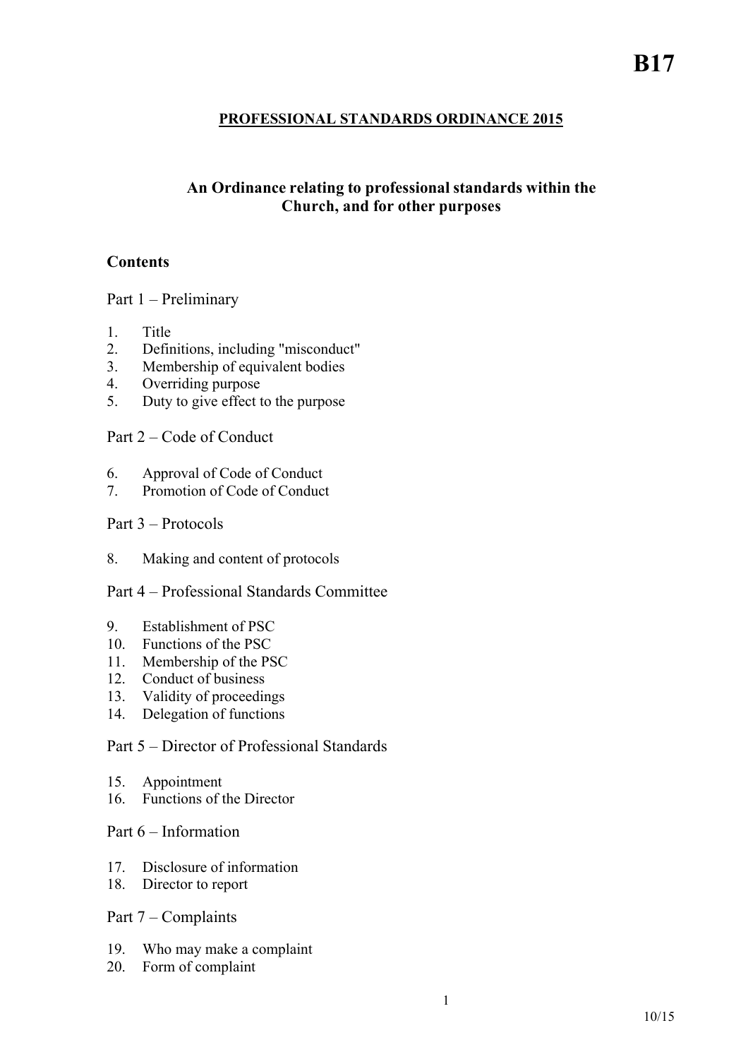# B17

## PROFESSIONAL STANDARDS ORDINANCE 2015

### An Ordinance relating to professional standards within the Church, and for other purposes

### Contents

Part 1 – Preliminary

1. Title
2. Definitions, including "misconduct"
3. Membership of equivalent bodies
4. Overriding purpose
5. Duty to give effect to the purpose

Part 2 – Code of Conduct

6. Approval of Code of Conduct
7. Promotion of Code of Conduct

Part 3 – Protocols

8. Making and content of protocols

Part 4 – Professional Standards Committee

9. Establishment of PSC
10. Functions of the PSC
11. Membership of the PSC
12. Conduct of business
13. Validity of proceedings
14. Delegation of functions

Part 5 – Director of Professional Standards

15. Appointment
16. Functions of the Director

Part 6 – Information

17. Disclosure of information
18. Director to report

Part 7 – Complaints

19. Who may make a complaint
20. Form of complaint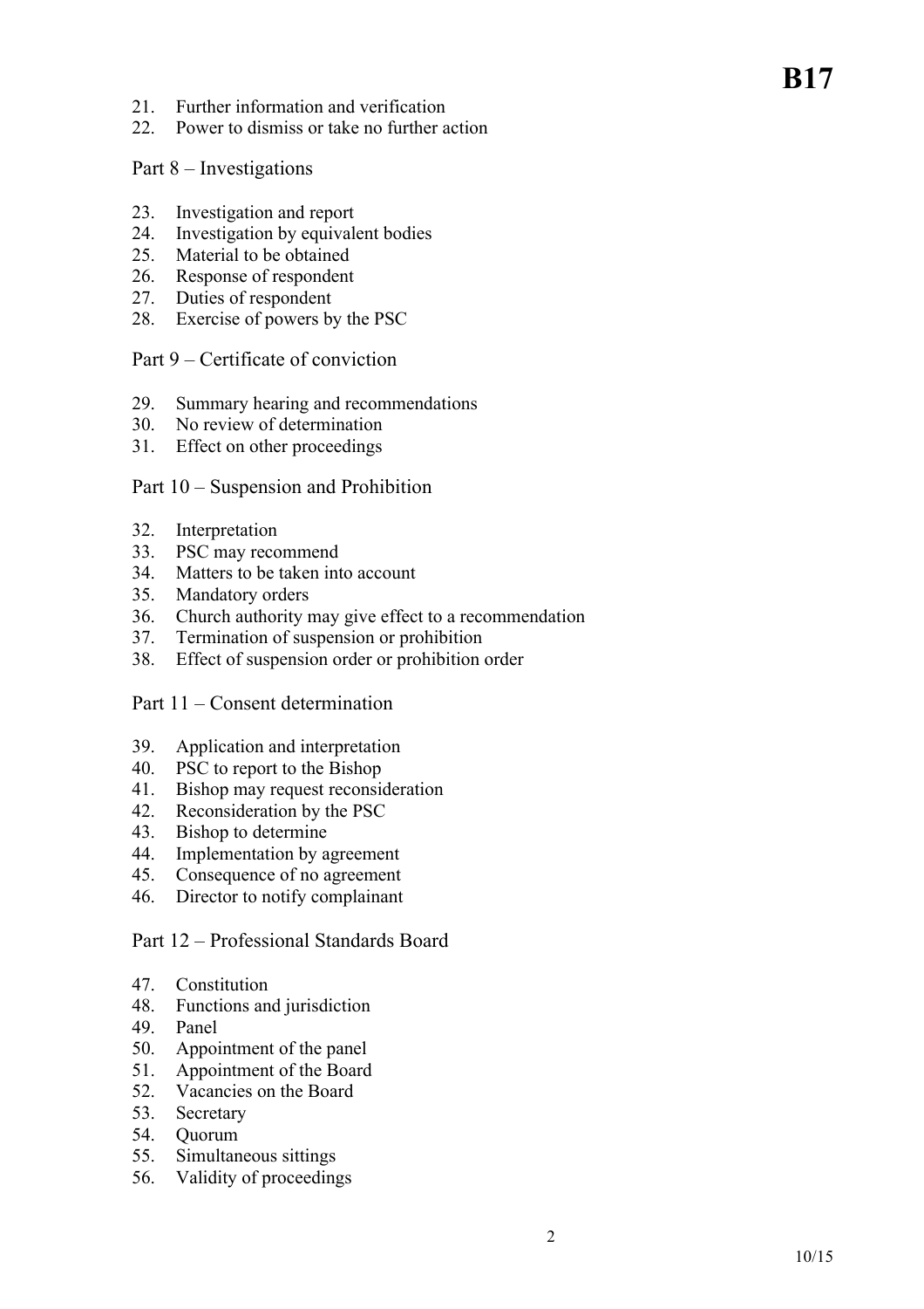21. Further information and verification
22. Power to dismiss or take no further action

Part 8 – Investigations

23. Investigation and report
24. Investigation by equivalent bodies
25. Material to be obtained
26. Response of respondent
27. Duties of respondent
28. Exercise of powers by the PSC

Part 9 – Certificate of conviction

29. Summary hearing and recommendations
30. No review of determination
31. Effect on other proceedings

Part 10 – Suspension and Prohibition

32. Interpretation
33. PSC may recommend
34. Matters to be taken into account
35. Mandatory orders
36. Church authority may give effect to a recommendation
37. Termination of suspension or prohibition
38. Effect of suspension order or prohibition order

Part 11 – Consent determination

39. Application and interpretation
40. PSC to report to the Bishop
41. Bishop may request reconsideration
42. Reconsideration by the PSC
43. Bishop to determine
44. Implementation by agreement
45. Consequence of no agreement
46. Director to notify complainant

Part 12 – Professional Standards Board

47. Constitution
48. Functions and jurisdiction
49. Panel
50. Appointment of the panel
51. Appointment of the Board
52. Vacancies on the Board
53. Secretary
54. Quorum
55. Simultaneous sittings
56. Validity of proceedings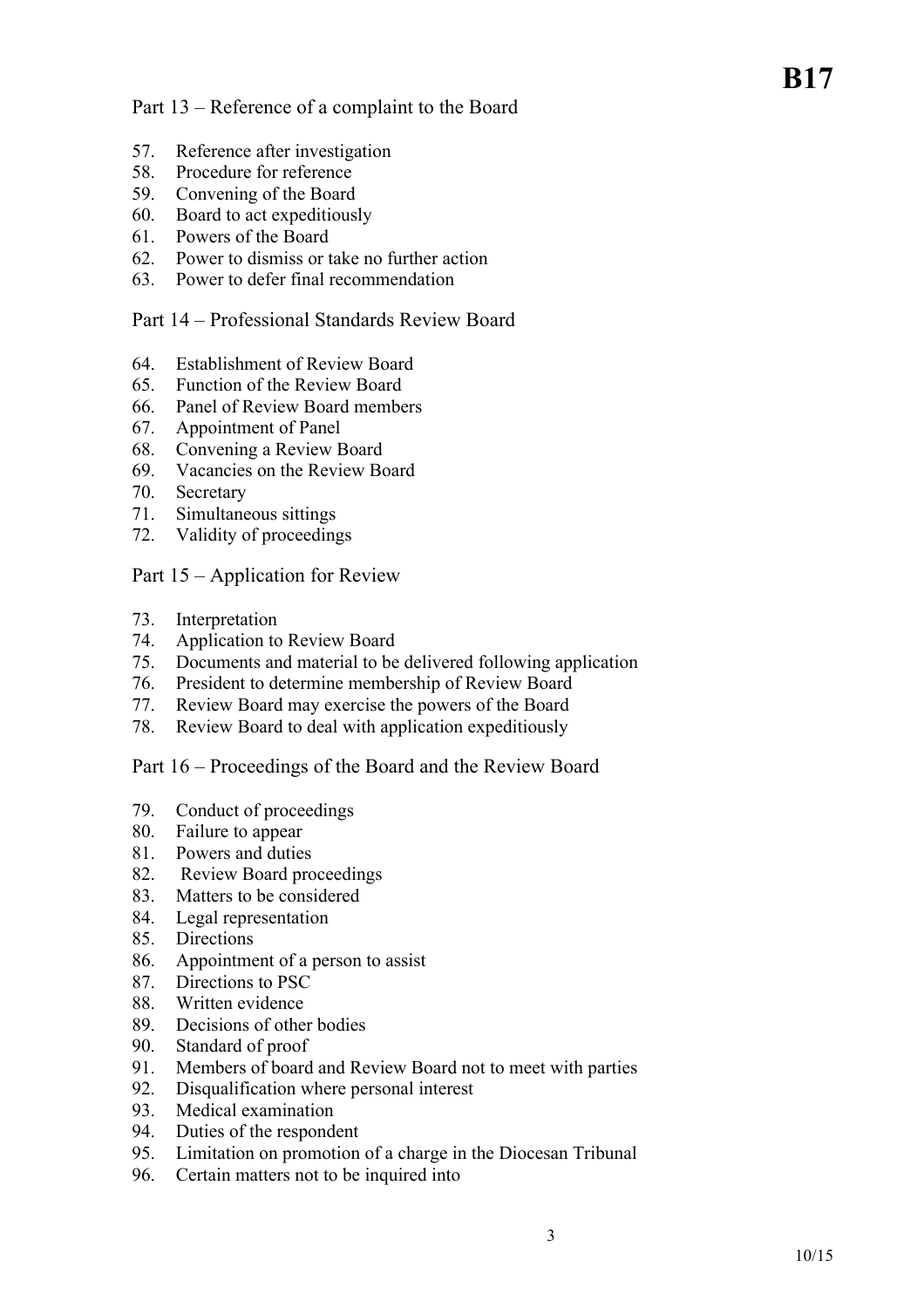Part 13 – Reference of a complaint to the Board

57. Reference after investigation
58. Procedure for reference
59. Convening of the Board
60. Board to act expeditiously
61. Powers of the Board
62. Power to dismiss or take no further action
63. Power to defer final recommendation

Part 14 – Professional Standards Review Board

64. Establishment of Review Board
65. Function of the Review Board
66. Panel of Review Board members
67. Appointment of Panel
68. Convening a Review Board
69. Vacancies on the Review Board
70. Secretary
71. Simultaneous sittings
72. Validity of proceedings

Part 15 – Application for Review

73. Interpretation
74. Application to Review Board
75. Documents and material to be delivered following application
76. President to determine membership of Review Board
77. Review Board may exercise the powers of the Board
78. Review Board to deal with application expeditiously

Part 16 – Proceedings of the Board and the Review Board

79. Conduct of proceedings
80. Failure to appear
81. Powers and duties
82. Review Board proceedings
83. Matters to be considered
84. Legal representation
85. Directions
86. Appointment of a person to assist
87. Directions to PSC
88. Written evidence
89. Decisions of other bodies
90. Standard of proof
91. Members of board and Review Board not to meet with parties
92. Disqualification where personal interest
93. Medical examination
94. Duties of the respondent
95. Limitation on promotion of a charge in the Diocesan Tribunal
96. Certain matters not to be inquired into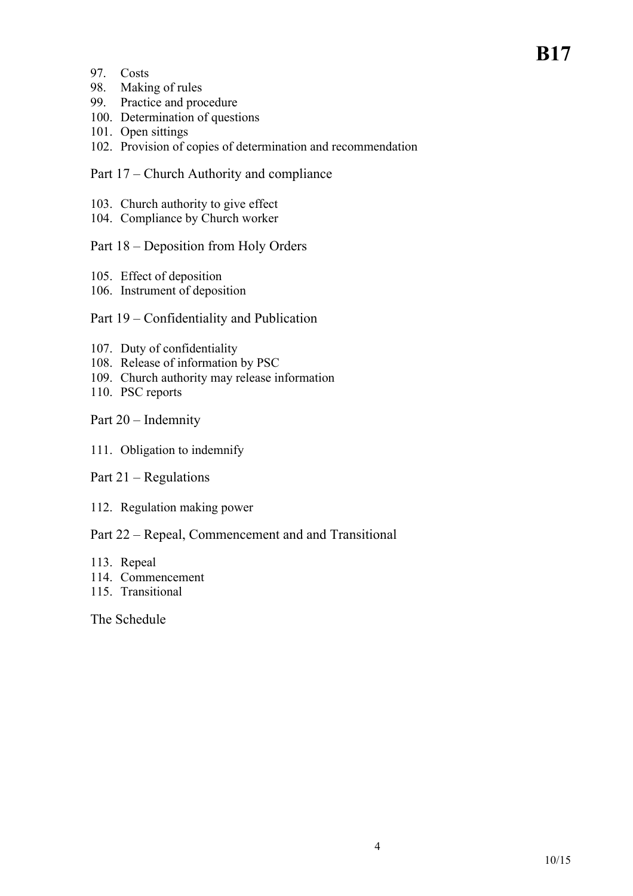97. Costs
98. Making of rules
99. Practice and procedure
100. Determination of questions
101. Open sittings
102. Provision of copies of determination and recommendation

Part 17 – Church Authority and compliance

103. Church authority to give effect
104. Compliance by Church worker

Part 18 – Deposition from Holy Orders

105. Effect of deposition
106. Instrument of deposition

Part 19 – Confidentiality and Publication

107. Duty of confidentiality
108. Release of information by PSC
109. Church authority may release information
110. PSC reports

Part 20 – Indemnity

111. Obligation to indemnify

Part 21 – Regulations

112. Regulation making power

Part 22 – Repeal, Commencement and and Transitional

113. Repeal
114. Commencement
115. Transitional

The Schedule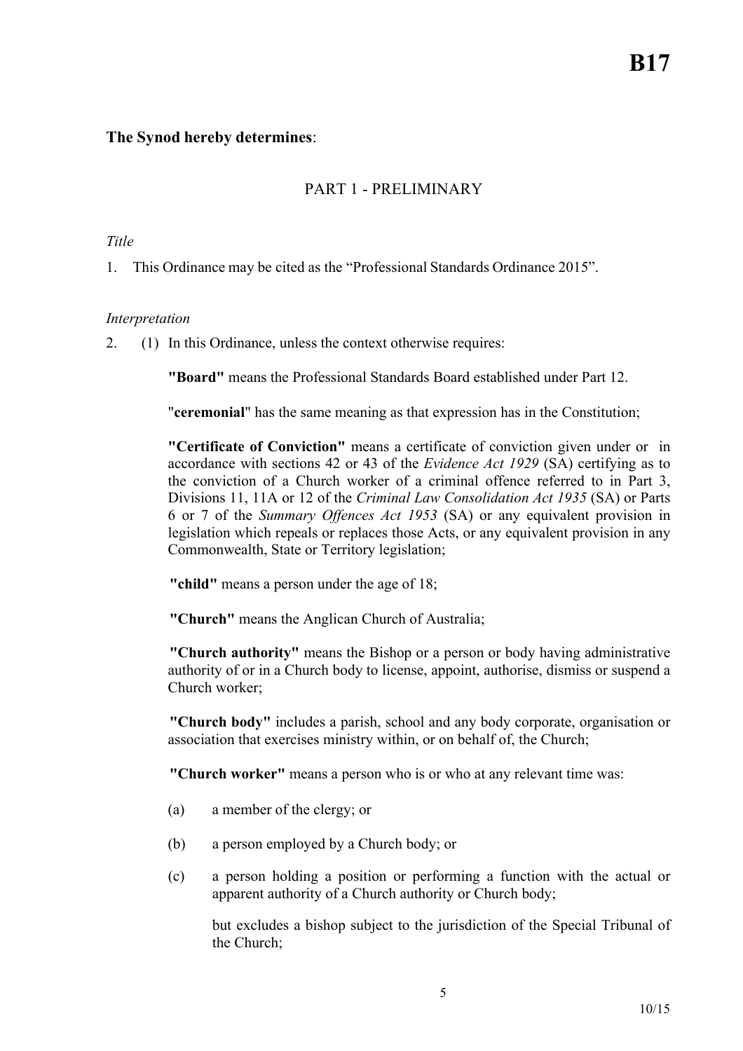**The Synod hereby determines**:

## PART 1 - PRELIMINARY

*Title*

1. This Ordinance may be cited as the "Professional Standards Ordinance 2015".

*Interpretation*

2. (1) In this Ordinance, unless the context otherwise requires:

**"Board"** means the Professional Standards Board established under Part 12.

"**ceremonial**" has the same meaning as that expression has in the Constitution;

**"Certificate of Conviction"** means a certificate of conviction given under or in accordance with sections 42 or 43 of the *Evidence Act 1929* (SA) certifying as to the conviction of a Church worker of a criminal offence referred to in Part 3, Divisions 11, 11A or 12 of the *Criminal Law Consolidation Act 1935* (SA) or Parts 6 or 7 of the *Summary Offences Act 1953* (SA) or any equivalent provision in legislation which repeals or replaces those Acts, or any equivalent provision in any Commonwealth, State or Territory legislation;

**"child"** means a person under the age of 18;

**"Church"** means the Anglican Church of Australia;

**"Church authority"** means the Bishop or a person or body having administrative authority of or in a Church body to license, appoint, authorise, dismiss or suspend a Church worker;

**"Church body"** includes a parish, school and any body corporate, organisation or association that exercises ministry within, or on behalf of, the Church;

**"Church worker"** means a person who is or who at any relevant time was:

(a) a member of the clergy; or

(b) a person employed by a Church body; or

(c) a person holding a position or performing a function with the actual or apparent authority of a Church authority or Church body;

but excludes a bishop subject to the jurisdiction of the Special Tribunal of the Church;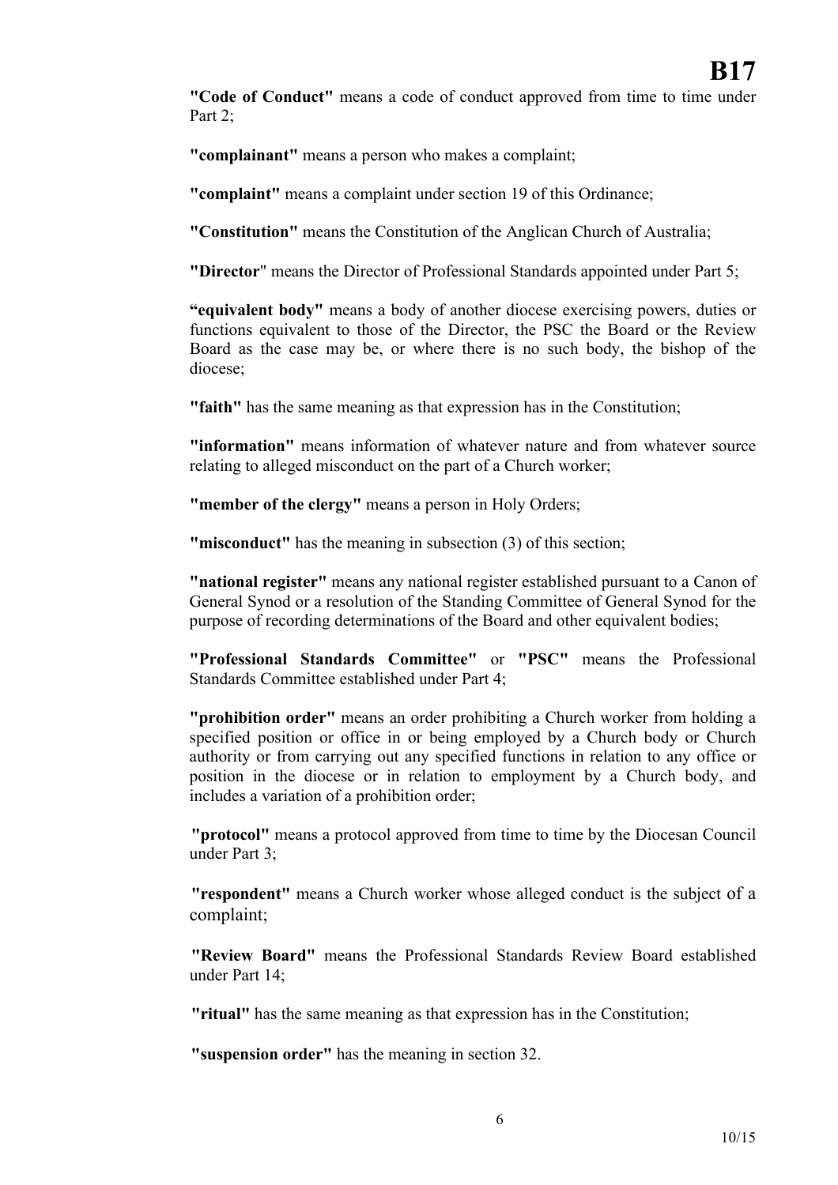**"Code of Conduct"** means a code of conduct approved from time to time under Part 2;

**"complainant"** means a person who makes a complaint;

**"complaint"** means a complaint under section 19 of this Ordinance;

**"Constitution"** means the Constitution of the Anglican Church of Australia;

**"Director"** means the Director of Professional Standards appointed under Part 5;

**"equivalent body"** means a body of another diocese exercising powers, duties or functions equivalent to those of the Director, the PSC the Board or the Review Board as the case may be, or where there is no such body, the bishop of the diocese;

**"faith"** has the same meaning as that expression has in the Constitution;

**"information"** means information of whatever nature and from whatever source relating to alleged misconduct on the part of a Church worker;

**"member of the clergy"** means a person in Holy Orders;

**"misconduct"** has the meaning in subsection (3) of this section;

**"national register"** means any national register established pursuant to a Canon of General Synod or a resolution of the Standing Committee of General Synod for the purpose of recording determinations of the Board and other equivalent bodies;

**"Professional Standards Committee"** or **"PSC"** means the Professional Standards Committee established under Part 4;

**"prohibition order"** means an order prohibiting a Church worker from holding a specified position or office in or being employed by a Church body or Church authority or from carrying out any specified functions in relation to any office or position in the diocese or in relation to employment by a Church body, and includes a variation of a prohibition order;

**"protocol"** means a protocol approved from time to time by the Diocesan Council under Part 3;

**"respondent"** means a Church worker whose alleged conduct is the subject of a complaint;

**"Review Board"** means the Professional Standards Review Board established under Part 14;

**"ritual"** has the same meaning as that expression has in the Constitution;

**"suspension order"** has the meaning in section 32.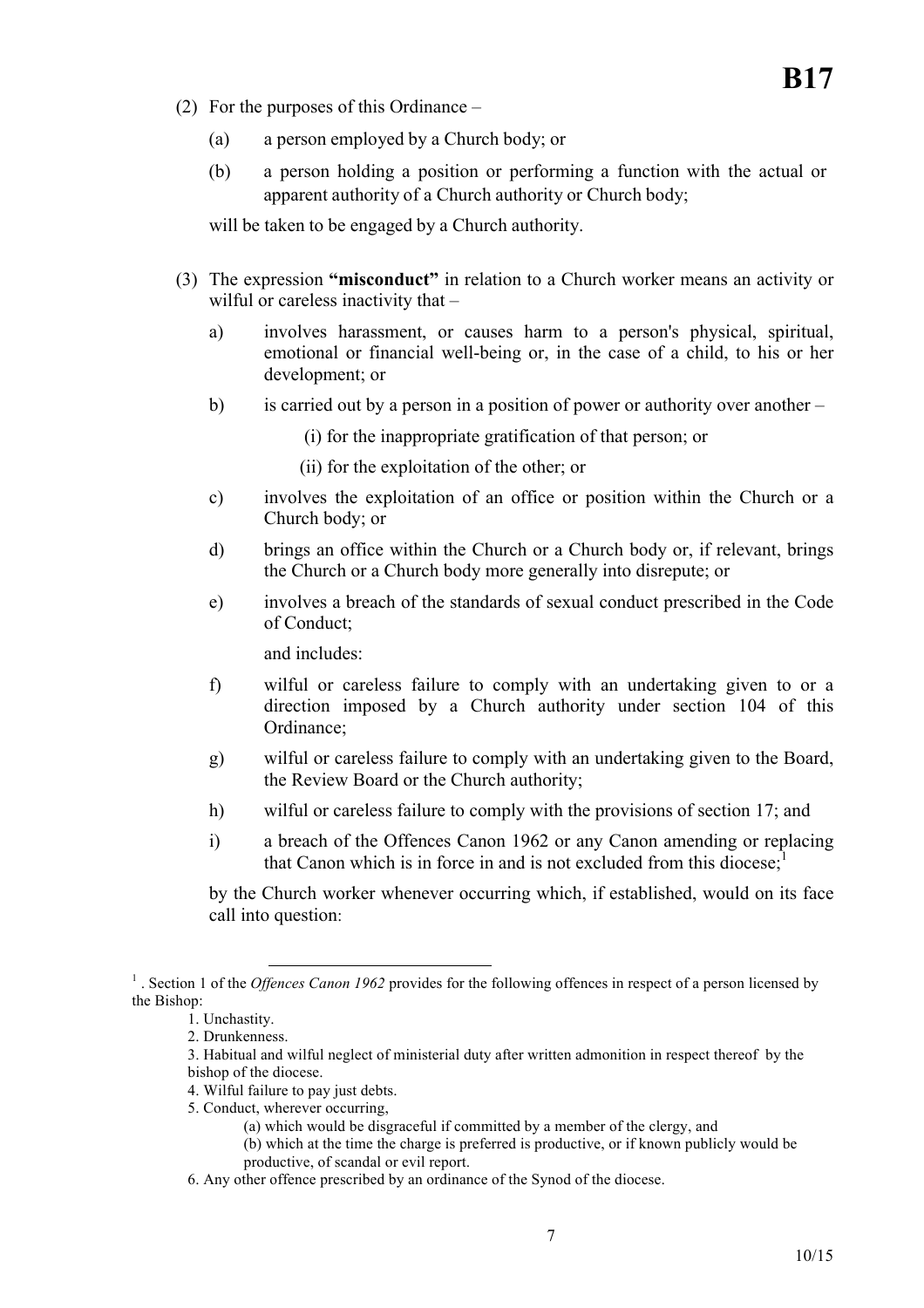(2) For the purposes of this Ordinance –

(a) a person employed by a Church body; or

(b) a person holding a position or performing a function with the actual or apparent authority of a Church authority or Church body;

will be taken to be engaged by a Church authority.

(3) The expression **"misconduct"** in relation to a Church worker means an activity or wilful or careless inactivity that –

a) involves harassment, or causes harm to a person's physical, spiritual, emotional or financial well-being or, in the case of a child, to his or her development; or

b) is carried out by a person in a position of power or authority over another –

(i) for the inappropriate gratification of that person; or

(ii) for the exploitation of the other; or

c) involves the exploitation of an office or position within the Church or a Church body; or

d) brings an office within the Church or a Church body or, if relevant, brings the Church or a Church body more generally into disrepute; or

e) involves a breach of the standards of sexual conduct prescribed in the Code of Conduct;

and includes:

f) wilful or careless failure to comply with an undertaking given to or a direction imposed by a Church authority under section 104 of this Ordinance;

g) wilful or careless failure to comply with an undertaking given to the Board, the Review Board or the Church authority;

h) wilful or careless failure to comply with the provisions of section 17; and

i) a breach of the Offences Canon 1962 or any Canon amending or replacing that Canon which is in force in and is not excluded from this diocese;[1]

by the Church worker whenever occurring which, if established, would on its face call into question:

---

[1] . Section 1 of the *Offences Canon 1962* provides for the following offences in respect of a person licensed by the Bishop:

1. Unchastity.
2. Drunkenness.
3. Habitual and wilful neglect of ministerial duty after written admonition in respect thereof by the bishop of the diocese.
4. Wilful failure to pay just debts.
5. Conduct, wherever occurring,
   (a) which would be disgraceful if committed by a member of the clergy, and
   (b) which at the time the charge is preferred is productive, or if known publicly would be productive, of scandal or evil report.
6. Any other offence prescribed by an ordinance of the Synod of the diocese.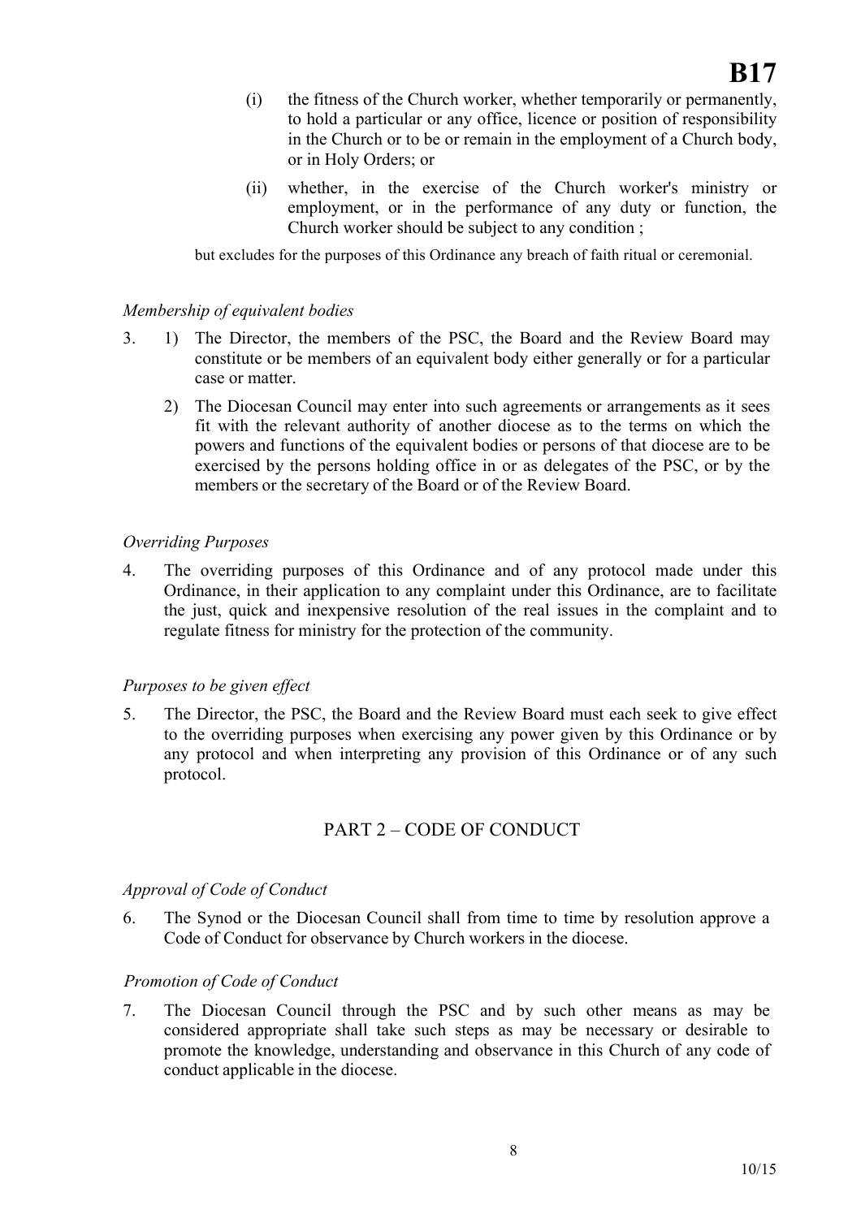(i) the fitness of the Church worker, whether temporarily or permanently, to hold a particular or any office, licence or position of responsibility in the Church or to be or remain in the employment of a Church body, or in Holy Orders; or

(ii) whether, in the exercise of the Church worker's ministry or employment, or in the performance of any duty or function, the Church worker should be subject to any condition ;

but excludes for the purposes of this Ordinance any breach of faith ritual or ceremonial.

*Membership of equivalent bodies*

3. 1) The Director, the members of the PSC, the Board and the Review Board may constitute or be members of an equivalent body either generally or for a particular case or matter.

   2) The Diocesan Council may enter into such agreements or arrangements as it sees fit with the relevant authority of another diocese as to the terms on which the powers and functions of the equivalent bodies or persons of that diocese are to be exercised by the persons holding office in or as delegates of the PSC, or by the members or the secretary of the Board or of the Review Board.

*Overriding Purposes*

4. The overriding purposes of this Ordinance and of any protocol made under this Ordinance, in their application to any complaint under this Ordinance, are to facilitate the just, quick and inexpensive resolution of the real issues in the complaint and to regulate fitness for ministry for the protection of the community.

*Purposes to be given effect*

5. The Director, the PSC, the Board and the Review Board must each seek to give effect to the overriding purposes when exercising any power given by this Ordinance or by any protocol and when interpreting any provision of this Ordinance or of any such protocol.

## PART 2 – CODE OF CONDUCT

*Approval of Code of Conduct*

6. The Synod or the Diocesan Council shall from time to time by resolution approve a Code of Conduct for observance by Church workers in the diocese.

*Promotion of Code of Conduct*

7. The Diocesan Council through the PSC and by such other means as may be considered appropriate shall take such steps as may be necessary or desirable to promote the knowledge, understanding and observance in this Church of any code of conduct applicable in the diocese.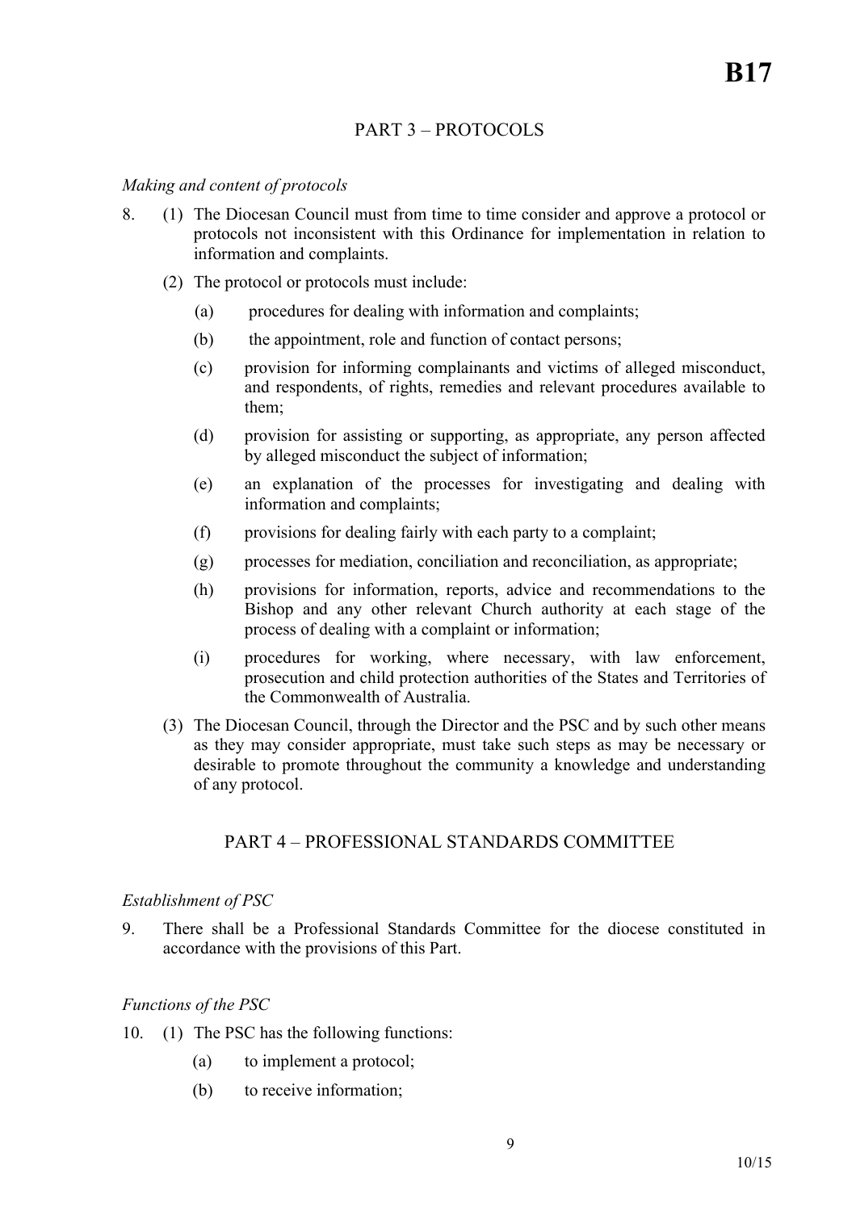## PART 3 – PROTOCOLS

*Making and content of protocols*

8. (1) The Diocesan Council must from time to time consider and approve a protocol or protocols not inconsistent with this Ordinance for implementation in relation to information and complaints.

   (2) The protocol or protocols must include:

   (a) procedures for dealing with information and complaints;

   (b) the appointment, role and function of contact persons;

   (c) provision for informing complainants and victims of alleged misconduct, and respondents, of rights, remedies and relevant procedures available to them;

   (d) provision for assisting or supporting, as appropriate, any person affected by alleged misconduct the subject of information;

   (e) an explanation of the processes for investigating and dealing with information and complaints;

   (f) provisions for dealing fairly with each party to a complaint;

   (g) processes for mediation, conciliation and reconciliation, as appropriate;

   (h) provisions for information, reports, advice and recommendations to the Bishop and any other relevant Church authority at each stage of the process of dealing with a complaint or information;

   (i) procedures for working, where necessary, with law enforcement, prosecution and child protection authorities of the States and Territories of the Commonwealth of Australia.

   (3) The Diocesan Council, through the Director and the PSC and by such other means as they may consider appropriate, must take such steps as may be necessary or desirable to promote throughout the community a knowledge and understanding of any protocol.

## PART 4 – PROFESSIONAL STANDARDS COMMITTEE

*Establishment of PSC*

9. There shall be a Professional Standards Committee for the diocese constituted in accordance with the provisions of this Part.

*Functions of the PSC*

10. (1) The PSC has the following functions:

   (a) to implement a protocol;

   (b) to receive information;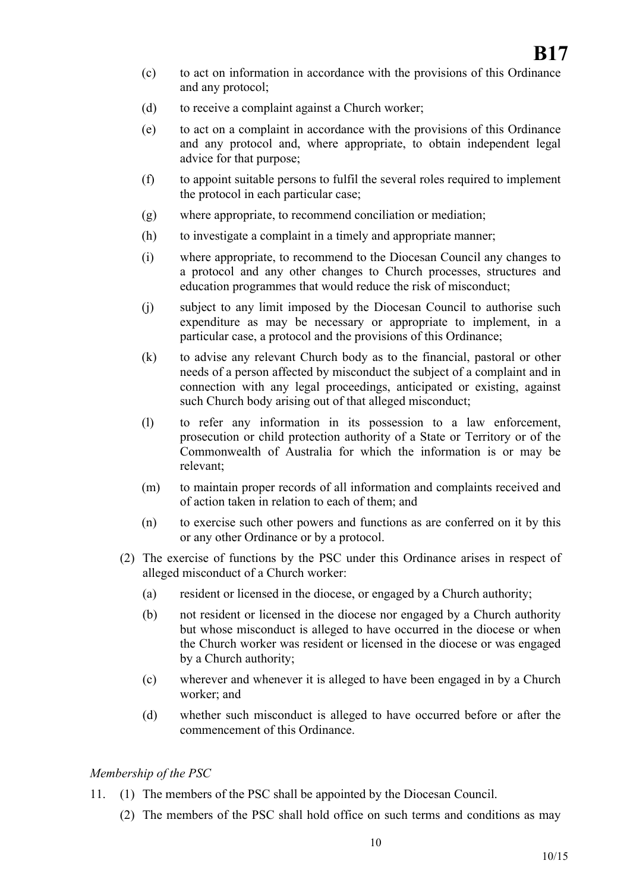(c) to act on information in accordance with the provisions of this Ordinance and any protocol;

(d) to receive a complaint against a Church worker;

(e) to act on a complaint in accordance with the provisions of this Ordinance and any protocol and, where appropriate, to obtain independent legal advice for that purpose;

(f) to appoint suitable persons to fulfil the several roles required to implement the protocol in each particular case;

(g) where appropriate, to recommend conciliation or mediation;

(h) to investigate a complaint in a timely and appropriate manner;

(i) where appropriate, to recommend to the Diocesan Council any changes to a protocol and any other changes to Church processes, structures and education programmes that would reduce the risk of misconduct;

(j) subject to any limit imposed by the Diocesan Council to authorise such expenditure as may be necessary or appropriate to implement, in a particular case, a protocol and the provisions of this Ordinance;

(k) to advise any relevant Church body as to the financial, pastoral or other needs of a person affected by misconduct the subject of a complaint and in connection with any legal proceedings, anticipated or existing, against such Church body arising out of that alleged misconduct;

(l) to refer any information in its possession to a law enforcement, prosecution or child protection authority of a State or Territory or of the Commonwealth of Australia for which the information is or may be relevant;

(m) to maintain proper records of all information and complaints received and of action taken in relation to each of them; and

(n) to exercise such other powers and functions as are conferred on it by this or any other Ordinance or by a protocol.

(2) The exercise of functions by the PSC under this Ordinance arises in respect of alleged misconduct of a Church worker:

(a) resident or licensed in the diocese, or engaged by a Church authority;

(b) not resident or licensed in the diocese nor engaged by a Church authority but whose misconduct is alleged to have occurred in the diocese or when the Church worker was resident or licensed in the diocese or was engaged by a Church authority;

(c) wherever and whenever it is alleged to have been engaged in by a Church worker; and

(d) whether such misconduct is alleged to have occurred before or after the commencement of this Ordinance.

*Membership of the PSC*

11. (1) The members of the PSC shall be appointed by the Diocesan Council.

(2) The members of the PSC shall hold office on such terms and conditions as may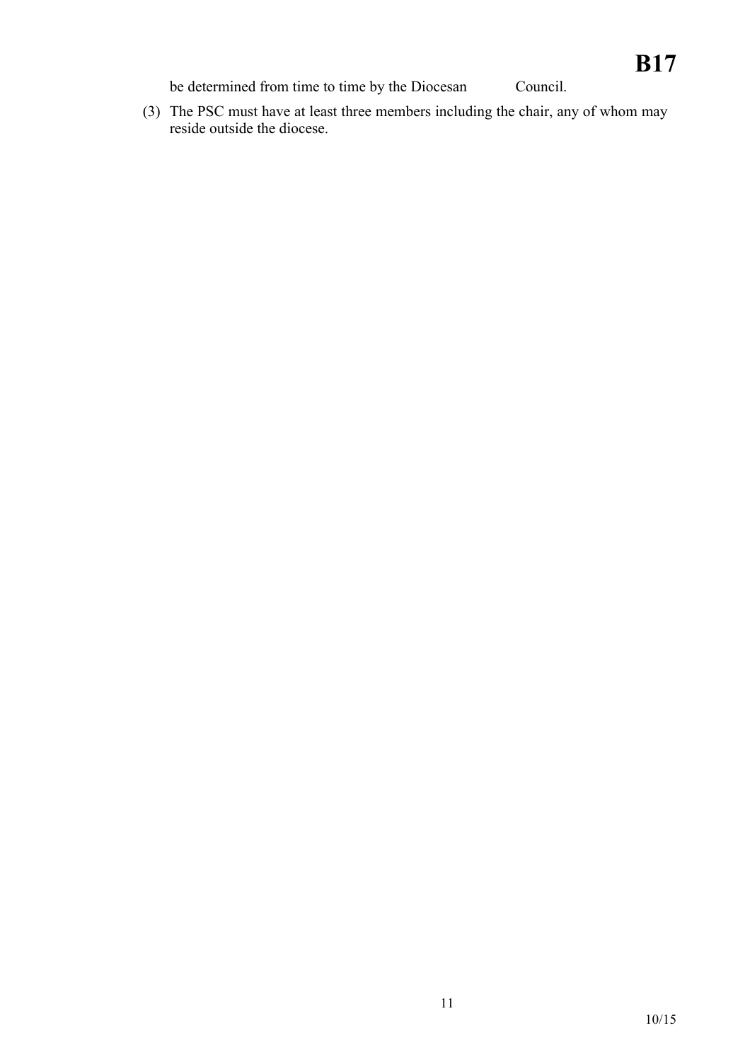be determined from time to time by the Diocesan Council.

(3) The PSC must have at least three members including the chair, any of whom may reside outside the diocese.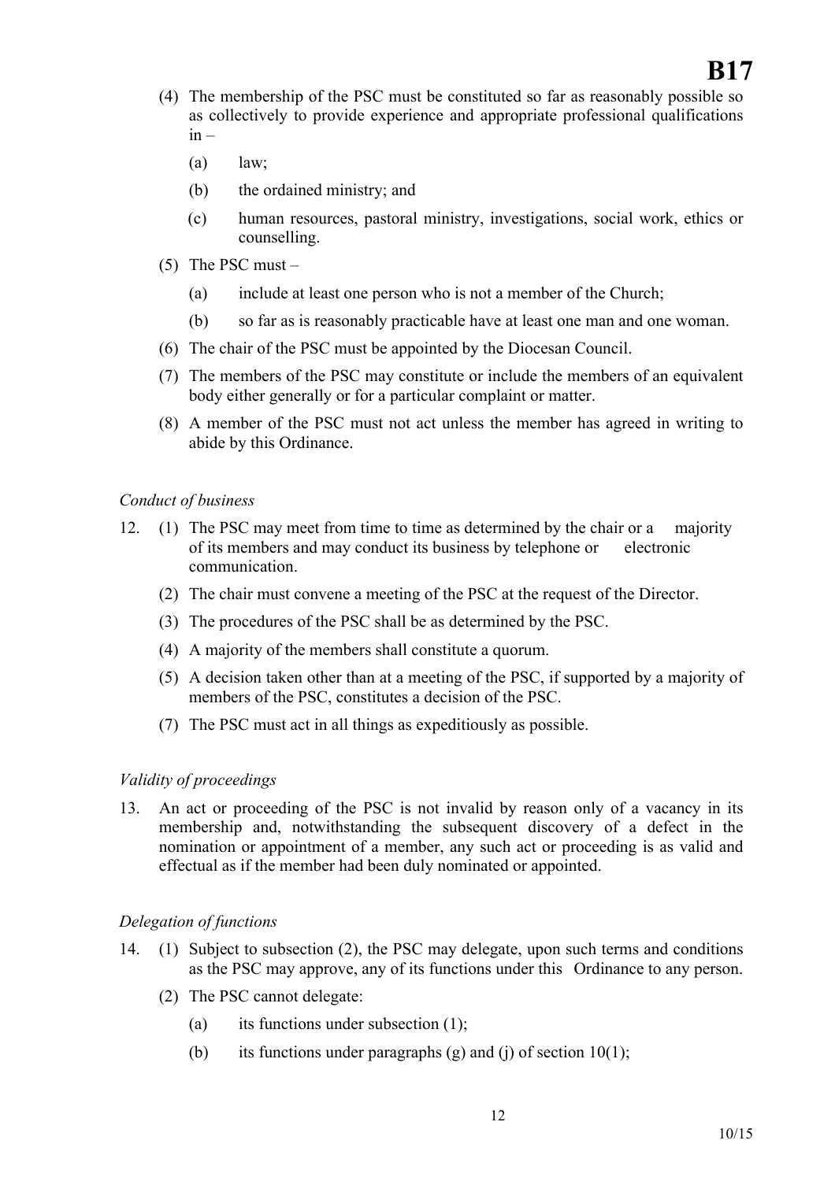(4) The membership of the PSC must be constituted so far as reasonably possible so as collectively to provide experience and appropriate professional qualifications in –

(a) law;

(b) the ordained ministry; and

(c) human resources, pastoral ministry, investigations, social work, ethics or counselling.

(5) The PSC must –

(a) include at least one person who is not a member of the Church;

(b) so far as is reasonably practicable have at least one man and one woman.

(6) The chair of the PSC must be appointed by the Diocesan Council.

(7) The members of the PSC may constitute or include the members of an equivalent body either generally or for a particular complaint or matter.

(8) A member of the PSC must not act unless the member has agreed in writing to abide by this Ordinance.

*Conduct of business*

12. (1) The PSC may meet from time to time as determined by the chair or a majority of its members and may conduct its business by telephone or electronic communication.

(2) The chair must convene a meeting of the PSC at the request of the Director.

(3) The procedures of the PSC shall be as determined by the PSC.

(4) A majority of the members shall constitute a quorum.

(5) A decision taken other than at a meeting of the PSC, if supported by a majority of members of the PSC, constitutes a decision of the PSC.

(7) The PSC must act in all things as expeditiously as possible.

*Validity of proceedings*

13. An act or proceeding of the PSC is not invalid by reason only of a vacancy in its membership and, notwithstanding the subsequent discovery of a defect in the nomination or appointment of a member, any such act or proceeding is as valid and effectual as if the member had been duly nominated or appointed.

*Delegation of functions*

14. (1) Subject to subsection (2), the PSC may delegate, upon such terms and conditions as the PSC may approve, any of its functions under this Ordinance to any person.

(2) The PSC cannot delegate:

(a) its functions under subsection (1);

(b) its functions under paragraphs (g) and (j) of section 10(1);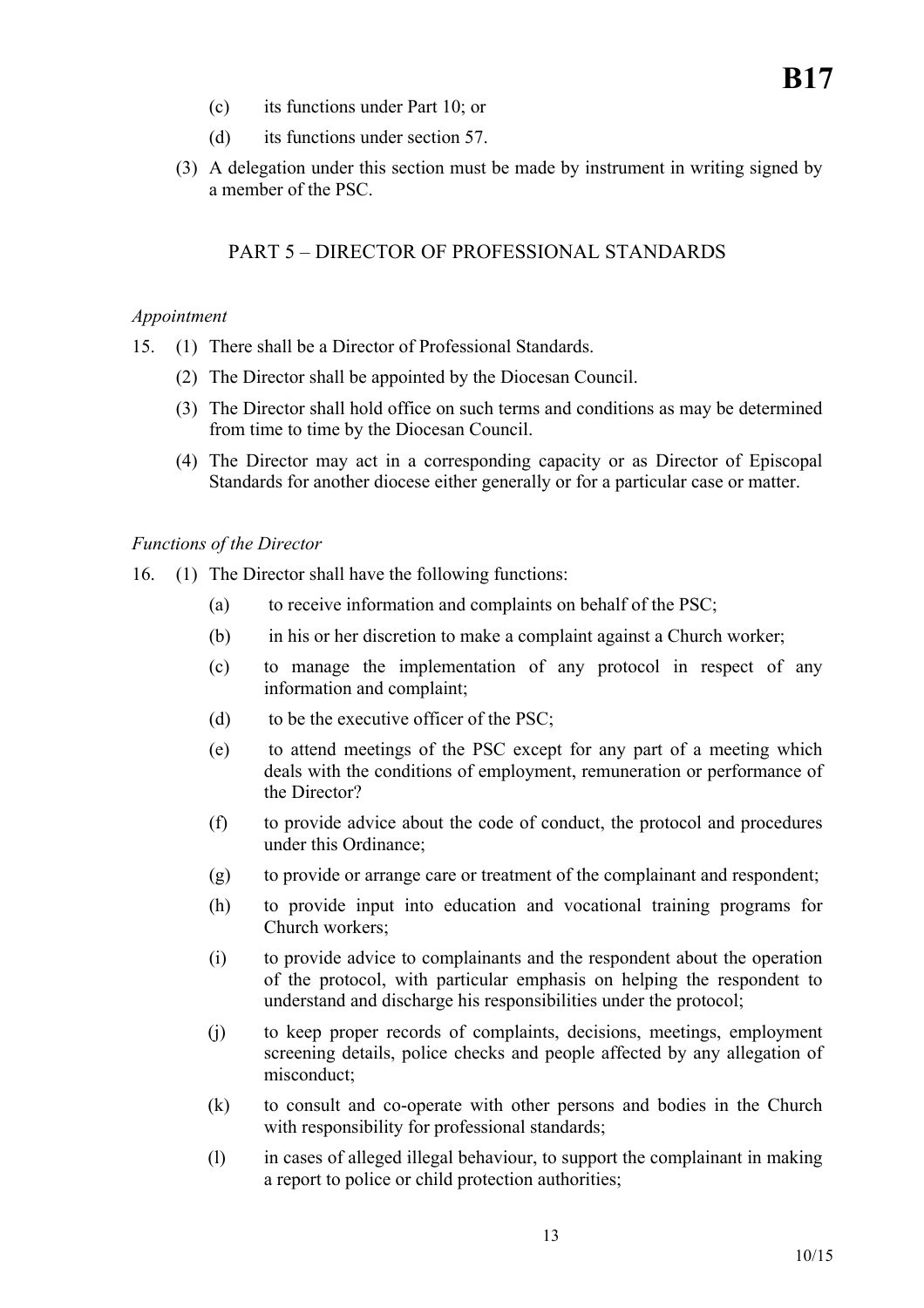(c) its functions under Part 10; or

(d) its functions under section 57.

(3) A delegation under this section must be made by instrument in writing signed by a member of the PSC.

## PART 5 – DIRECTOR OF PROFESSIONAL STANDARDS

*Appointment*

15. (1) There shall be a Director of Professional Standards.

(2) The Director shall be appointed by the Diocesan Council.

(3) The Director shall hold office on such terms and conditions as may be determined from time to time by the Diocesan Council.

(4) The Director may act in a corresponding capacity or as Director of Episcopal Standards for another diocese either generally or for a particular case or matter.

*Functions of the Director*

16. (1) The Director shall have the following functions:

(a) to receive information and complaints on behalf of the PSC;

(b) in his or her discretion to make a complaint against a Church worker;

(c) to manage the implementation of any protocol in respect of any information and complaint;

(d) to be the executive officer of the PSC;

(e) to attend meetings of the PSC except for any part of a meeting which deals with the conditions of employment, remuneration or performance of the Director?

(f) to provide advice about the code of conduct, the protocol and procedures under this Ordinance;

(g) to provide or arrange care or treatment of the complainant and respondent;

(h) to provide input into education and vocational training programs for Church workers;

(i) to provide advice to complainants and the respondent about the operation of the protocol, with particular emphasis on helping the respondent to understand and discharge his responsibilities under the protocol;

(j) to keep proper records of complaints, decisions, meetings, employment screening details, police checks and people affected by any allegation of misconduct;

(k) to consult and co-operate with other persons and bodies in the Church with responsibility for professional standards;

(l) in cases of alleged illegal behaviour, to support the complainant in making a report to police or child protection authorities;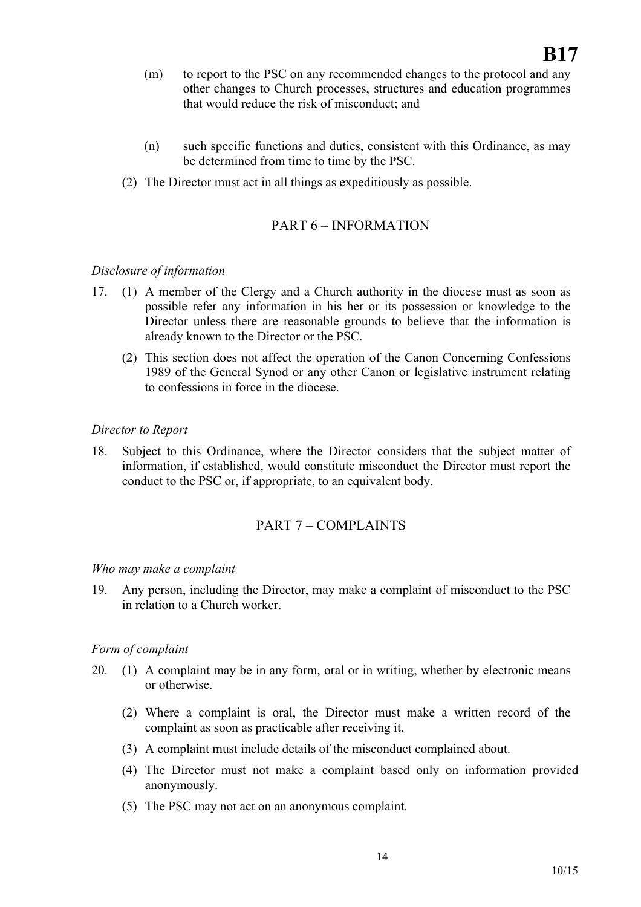(m) to report to the PSC on any recommended changes to the protocol and any other changes to Church processes, structures and education programmes that would reduce the risk of misconduct; and

(n) such specific functions and duties, consistent with this Ordinance, as may be determined from time to time by the PSC.

(2) The Director must act in all things as expeditiously as possible.

## PART 6 – INFORMATION

*Disclosure of information*

17. (1) A member of the Clergy and a Church authority in the diocese must as soon as possible refer any information in his her or its possession or knowledge to the Director unless there are reasonable grounds to believe that the information is already known to the Director or the PSC.

(2) This section does not affect the operation of the Canon Concerning Confessions 1989 of the General Synod or any other Canon or legislative instrument relating to confessions in force in the diocese.

*Director to Report*

18. Subject to this Ordinance, where the Director considers that the subject matter of information, if established, would constitute misconduct the Director must report the conduct to the PSC or, if appropriate, to an equivalent body.

## PART 7 – COMPLAINTS

*Who may make a complaint*

19. Any person, including the Director, may make a complaint of misconduct to the PSC in relation to a Church worker.

*Form of complaint*

20. (1) A complaint may be in any form, oral or in writing, whether by electronic means or otherwise.

(2) Where a complaint is oral, the Director must make a written record of the complaint as soon as practicable after receiving it.

(3) A complaint must include details of the misconduct complained about.

(4) The Director must not make a complaint based only on information provided anonymously.

(5) The PSC may not act on an anonymous complaint.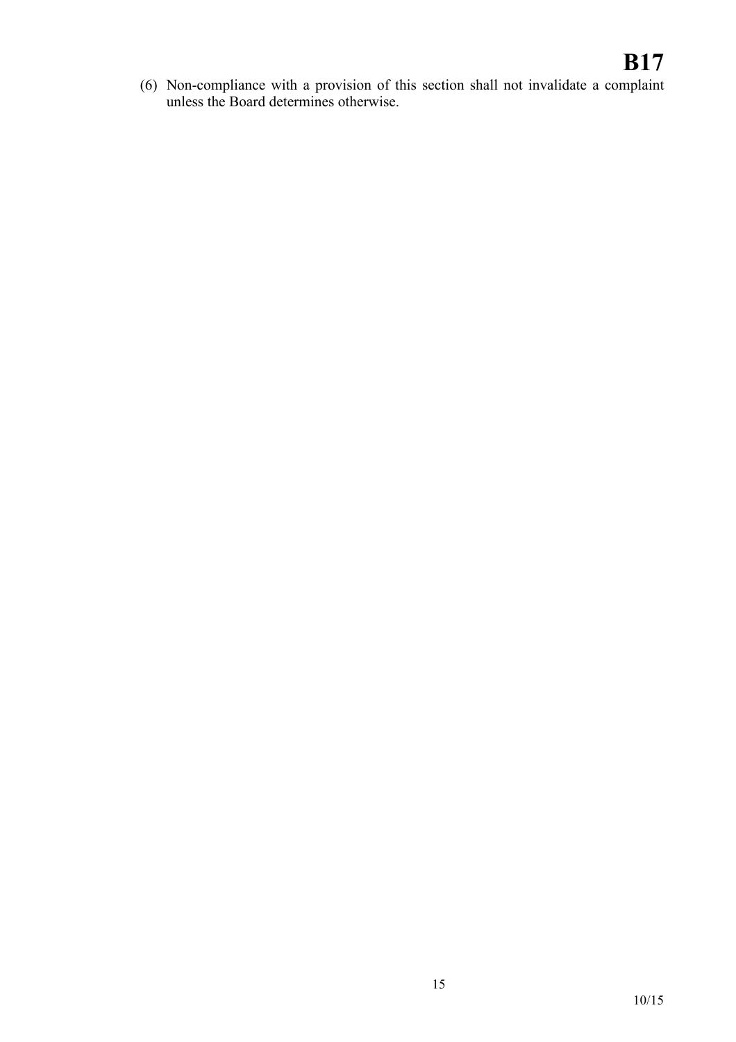(6) Non-compliance with a provision of this section shall not invalidate a complaint unless the Board determines otherwise.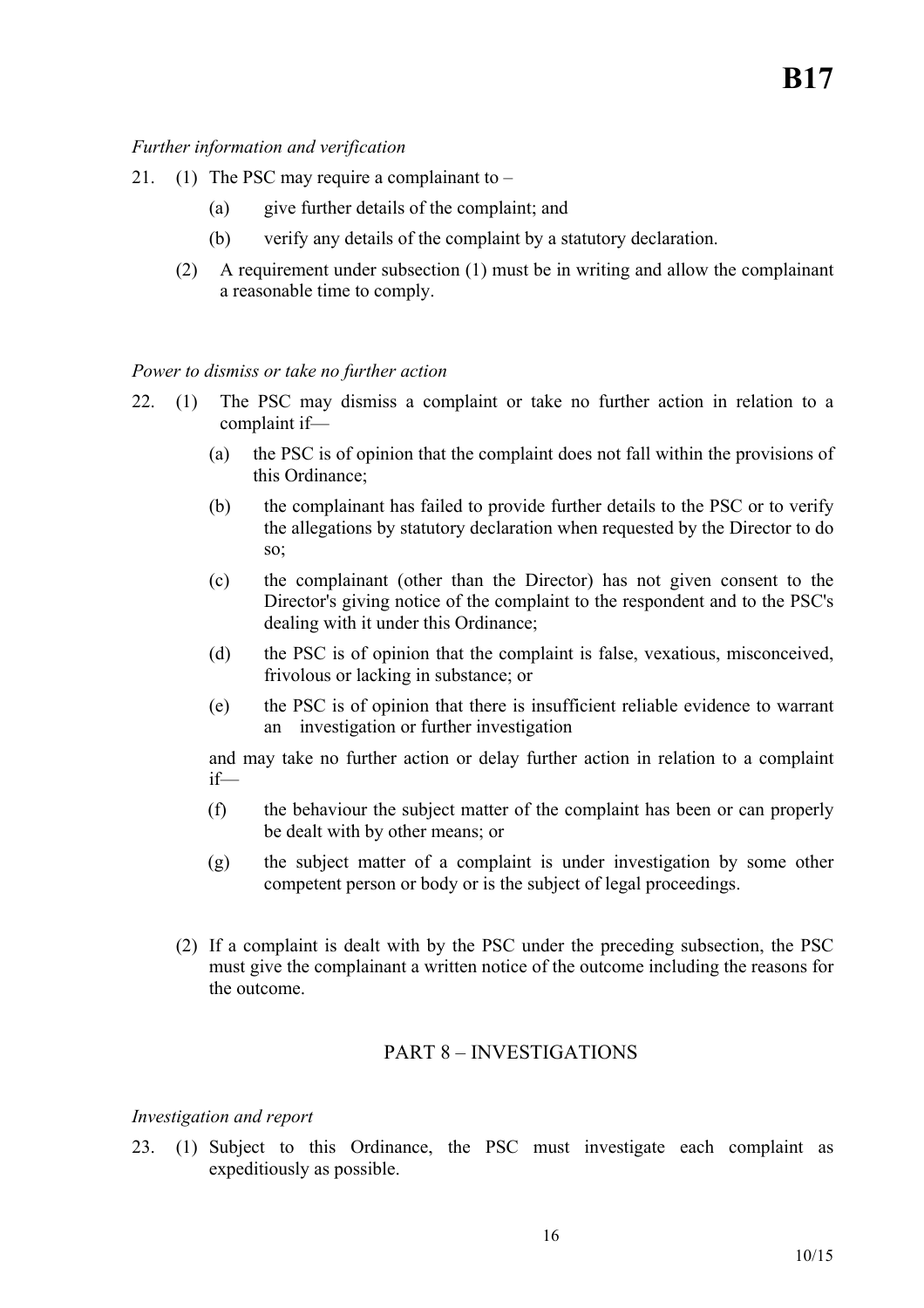*Further information and verification*

21. (1) The PSC may require a complainant to –

    (a) give further details of the complaint; and

    (b) verify any details of the complaint by a statutory declaration.

    (2) A requirement under subsection (1) must be in writing and allow the complainant a reasonable time to comply.

*Power to dismiss or take no further action*

22. (1) The PSC may dismiss a complaint or take no further action in relation to a complaint if—

    (a) the PSC is of opinion that the complaint does not fall within the provisions of this Ordinance;

    (b) the complainant has failed to provide further details to the PSC or to verify the allegations by statutory declaration when requested by the Director to do so;

    (c) the complainant (other than the Director) has not given consent to the Director's giving notice of the complaint to the respondent and to the PSC's dealing with it under this Ordinance;

    (d) the PSC is of opinion that the complaint is false, vexatious, misconceived, frivolous or lacking in substance; or

    (e) the PSC is of opinion that there is insufficient reliable evidence to warrant an investigation or further investigation

    and may take no further action or delay further action in relation to a complaint if—

    (f) the behaviour the subject matter of the complaint has been or can properly be dealt with by other means; or

    (g) the subject matter of a complaint is under investigation by some other competent person or body or is the subject of legal proceedings.

    (2) If a complaint is dealt with by the PSC under the preceding subsection, the PSC must give the complainant a written notice of the outcome including the reasons for the outcome.

## PART 8 – INVESTIGATIONS

*Investigation and report*

23. (1) Subject to this Ordinance, the PSC must investigate each complaint as expeditiously as possible.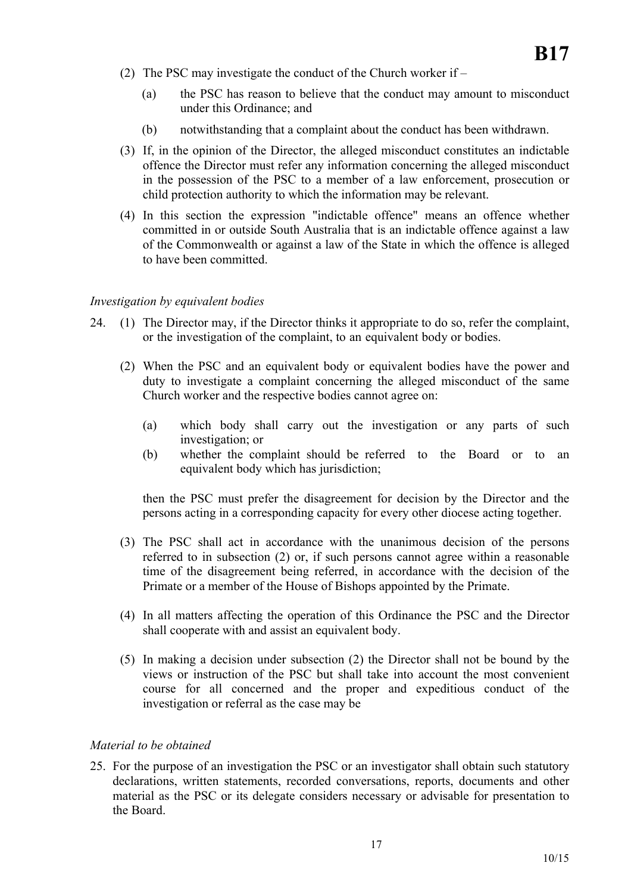(2) The PSC may investigate the conduct of the Church worker if –

(a) the PSC has reason to believe that the conduct may amount to misconduct under this Ordinance; and

(b) notwithstanding that a complaint about the conduct has been withdrawn.

(3) If, in the opinion of the Director, the alleged misconduct constitutes an indictable offence the Director must refer any information concerning the alleged misconduct in the possession of the PSC to a member of a law enforcement, prosecution or child protection authority to which the information may be relevant.

(4) In this section the expression "indictable offence" means an offence whether committed in or outside South Australia that is an indictable offence against a law of the Commonwealth or against a law of the State in which the offence is alleged to have been committed.

*Investigation by equivalent bodies*

24. (1) The Director may, if the Director thinks it appropriate to do so, refer the complaint, or the investigation of the complaint, to an equivalent body or bodies.

(2) When the PSC and an equivalent body or equivalent bodies have the power and duty to investigate a complaint concerning the alleged misconduct of the same Church worker and the respective bodies cannot agree on:

(a) which body shall carry out the investigation or any parts of such investigation; or

(b) whether the complaint should be referred to the Board or to an equivalent body which has jurisdiction;

then the PSC must prefer the disagreement for decision by the Director and the persons acting in a corresponding capacity for every other diocese acting together.

(3) The PSC shall act in accordance with the unanimous decision of the persons referred to in subsection (2) or, if such persons cannot agree within a reasonable time of the disagreement being referred, in accordance with the decision of the Primate or a member of the House of Bishops appointed by the Primate.

(4) In all matters affecting the operation of this Ordinance the PSC and the Director shall cooperate with and assist an equivalent body.

(5) In making a decision under subsection (2) the Director shall not be bound by the views or instruction of the PSC but shall take into account the most convenient course for all concerned and the proper and expeditious conduct of the investigation or referral as the case may be

*Material to be obtained*

25. For the purpose of an investigation the PSC or an investigator shall obtain such statutory declarations, written statements, recorded conversations, reports, documents and other material as the PSC or its delegate considers necessary or advisable for presentation to the Board.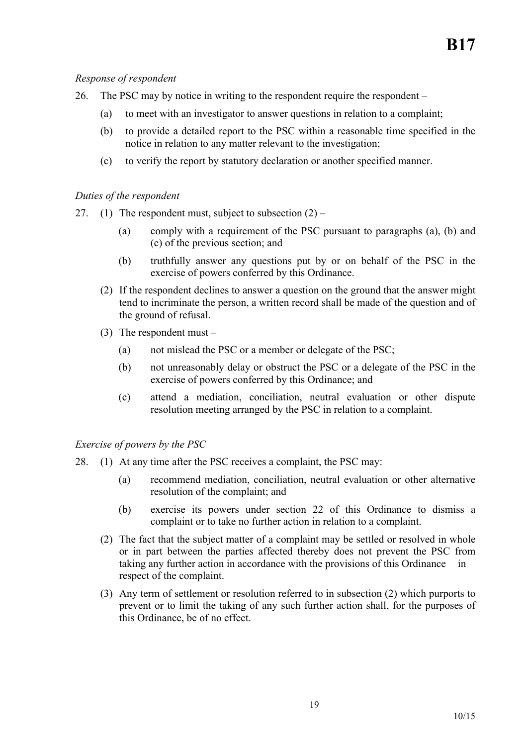*Response of respondent*

26. The PSC may by notice in writing to the respondent require the respondent –

    (a) to meet with an investigator to answer questions in relation to a complaint;

    (b) to provide a detailed report to the PSC within a reasonable time specified in the notice in relation to any matter relevant to the investigation;

    (c) to verify the report by statutory declaration or another specified manner.

*Duties of the respondent*

27. (1) The respondent must, subject to subsection (2) –

    (a) comply with a requirement of the PSC pursuant to paragraphs (a), (b) and (c) of the previous section; and

    (b) truthfully answer any questions put by or on behalf of the PSC in the exercise of powers conferred by this Ordinance.

    (2) If the respondent declines to answer a question on the ground that the answer might tend to incriminate the person, a written record shall be made of the question and of the ground of refusal.

    (3) The respondent must –

    (a) not mislead the PSC or a member or delegate of the PSC;

    (b) not unreasonably delay or obstruct the PSC or a delegate of the PSC in the exercise of powers conferred by this Ordinance; and

    (c) attend a mediation, conciliation, neutral evaluation or other dispute resolution meeting arranged by the PSC in relation to a complaint.

*Exercise of powers by the PSC*

28. (1) At any time after the PSC receives a complaint, the PSC may:

    (a) recommend mediation, conciliation, neutral evaluation or other alternative resolution of the complaint; and

    (b) exercise its powers under section 22 of this Ordinance to dismiss a complaint or to take no further action in relation to a complaint.

    (2) The fact that the subject matter of a complaint may be settled or resolved in whole or in part between the parties affected thereby does not prevent the PSC from taking any further action in accordance with the provisions of this Ordinance in respect of the complaint.

    (3) Any term of settlement or resolution referred to in subsection (2) which purports to prevent or to limit the taking of any such further action shall, for the purposes of this Ordinance, be of no effect.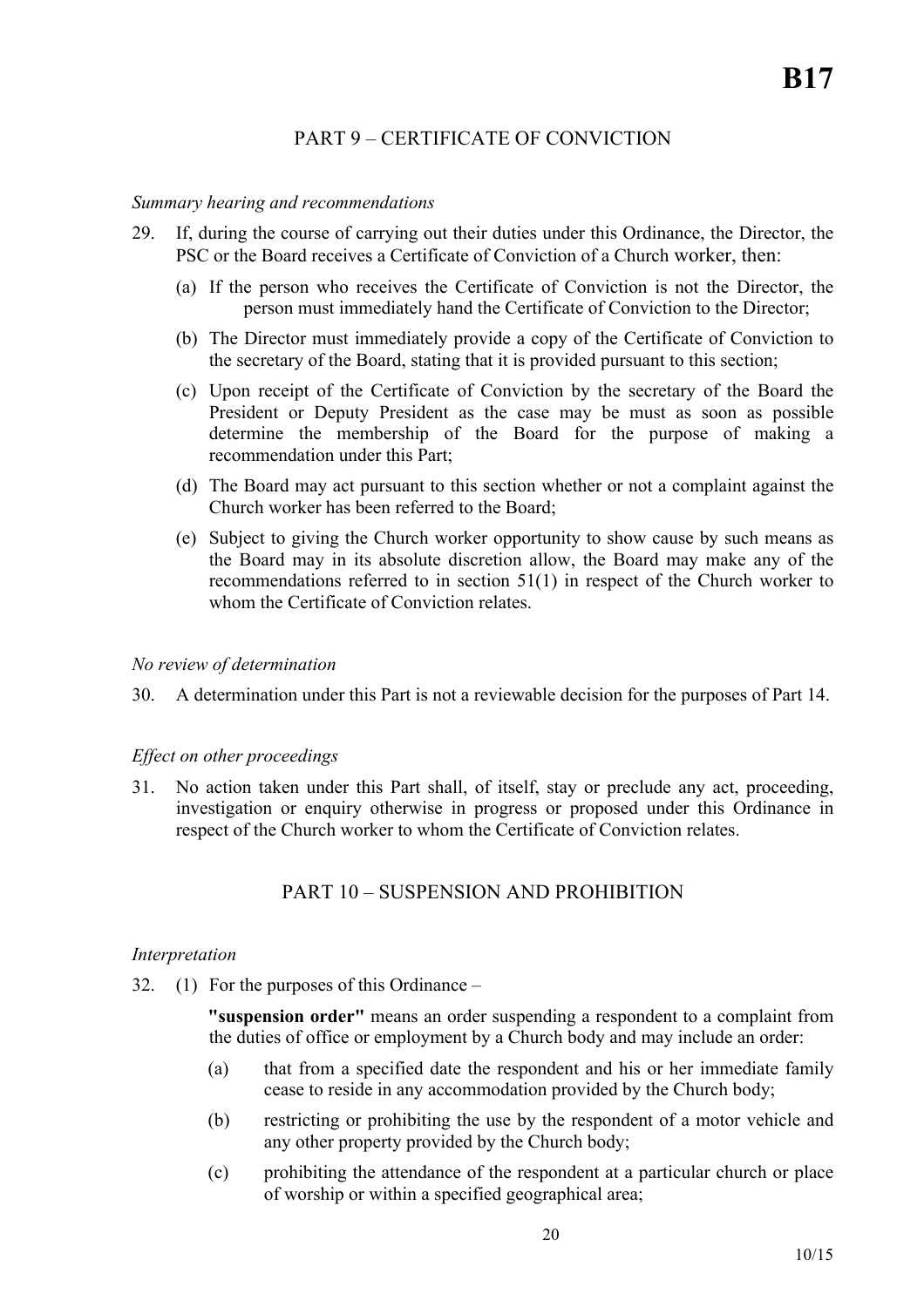## PART 9 – CERTIFICATE OF CONVICTION

*Summary hearing and recommendations*

29. If, during the course of carrying out their duties under this Ordinance, the Director, the PSC or the Board receives a Certificate of Conviction of a Church worker, then:

    (a) If the person who receives the Certificate of Conviction is not the Director, the person must immediately hand the Certificate of Conviction to the Director;

    (b) The Director must immediately provide a copy of the Certificate of Conviction to the secretary of the Board, stating that it is provided pursuant to this section;

    (c) Upon receipt of the Certificate of Conviction by the secretary of the Board the President or Deputy President as the case may be must as soon as possible determine the membership of the Board for the purpose of making a recommendation under this Part;

    (d) The Board may act pursuant to this section whether or not a complaint against the Church worker has been referred to the Board;

    (e) Subject to giving the Church worker opportunity to show cause by such means as the Board may in its absolute discretion allow, the Board may make any of the recommendations referred to in section 51(1) in respect of the Church worker to whom the Certificate of Conviction relates.

*No review of determination*

30. A determination under this Part is not a reviewable decision for the purposes of Part 14.

*Effect on other proceedings*

31. No action taken under this Part shall, of itself, stay or preclude any act, proceeding, investigation or enquiry otherwise in progress or proposed under this Ordinance in respect of the Church worker to whom the Certificate of Conviction relates.

## PART 10 – SUSPENSION AND PROHIBITION

*Interpretation*

32. (1) For the purposes of this Ordinance –

    **"suspension order"** means an order suspending a respondent to a complaint from the duties of office or employment by a Church body and may include an order:

    (a) that from a specified date the respondent and his or her immediate family cease to reside in any accommodation provided by the Church body;

    (b) restricting or prohibiting the use by the respondent of a motor vehicle and any other property provided by the Church body;

    (c) prohibiting the attendance of the respondent at a particular church or place of worship or within a specified geographical area;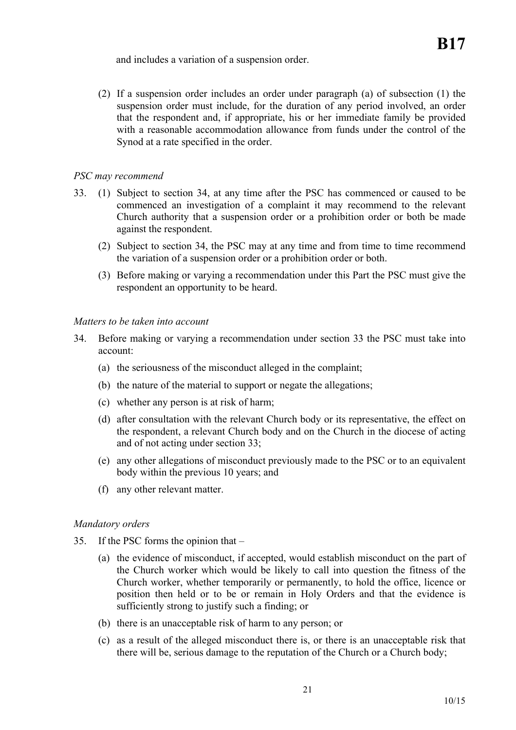and includes a variation of a suspension order.

(2) If a suspension order includes an order under paragraph (a) of subsection (1) the suspension order must include, for the duration of any period involved, an order that the respondent and, if appropriate, his or her immediate family be provided with a reasonable accommodation allowance from funds under the control of the Synod at a rate specified in the order.

*PSC may recommend*

33. (1) Subject to section 34, at any time after the PSC has commenced or caused to be commenced an investigation of a complaint it may recommend to the relevant Church authority that a suspension order or a prohibition order or both be made against the respondent.

(2) Subject to section 34, the PSC may at any time and from time to time recommend the variation of a suspension order or a prohibition order or both.

(3) Before making or varying a recommendation under this Part the PSC must give the respondent an opportunity to be heard.

*Matters to be taken into account*

34. Before making or varying a recommendation under section 33 the PSC must take into account:

(a) the seriousness of the misconduct alleged in the complaint;

(b) the nature of the material to support or negate the allegations;

(c) whether any person is at risk of harm;

(d) after consultation with the relevant Church body or its representative, the effect on the respondent, a relevant Church body and on the Church in the diocese of acting and of not acting under section 33;

(e) any other allegations of misconduct previously made to the PSC or to an equivalent body within the previous 10 years; and

(f) any other relevant matter.

*Mandatory orders*

35. If the PSC forms the opinion that –

(a) the evidence of misconduct, if accepted, would establish misconduct on the part of the Church worker which would be likely to call into question the fitness of the Church worker, whether temporarily or permanently, to hold the office, licence or position then held or to be or remain in Holy Orders and that the evidence is sufficiently strong to justify such a finding; or

(b) there is an unacceptable risk of harm to any person; or

(c) as a result of the alleged misconduct there is, or there is an unacceptable risk that there will be, serious damage to the reputation of the Church or a Church body;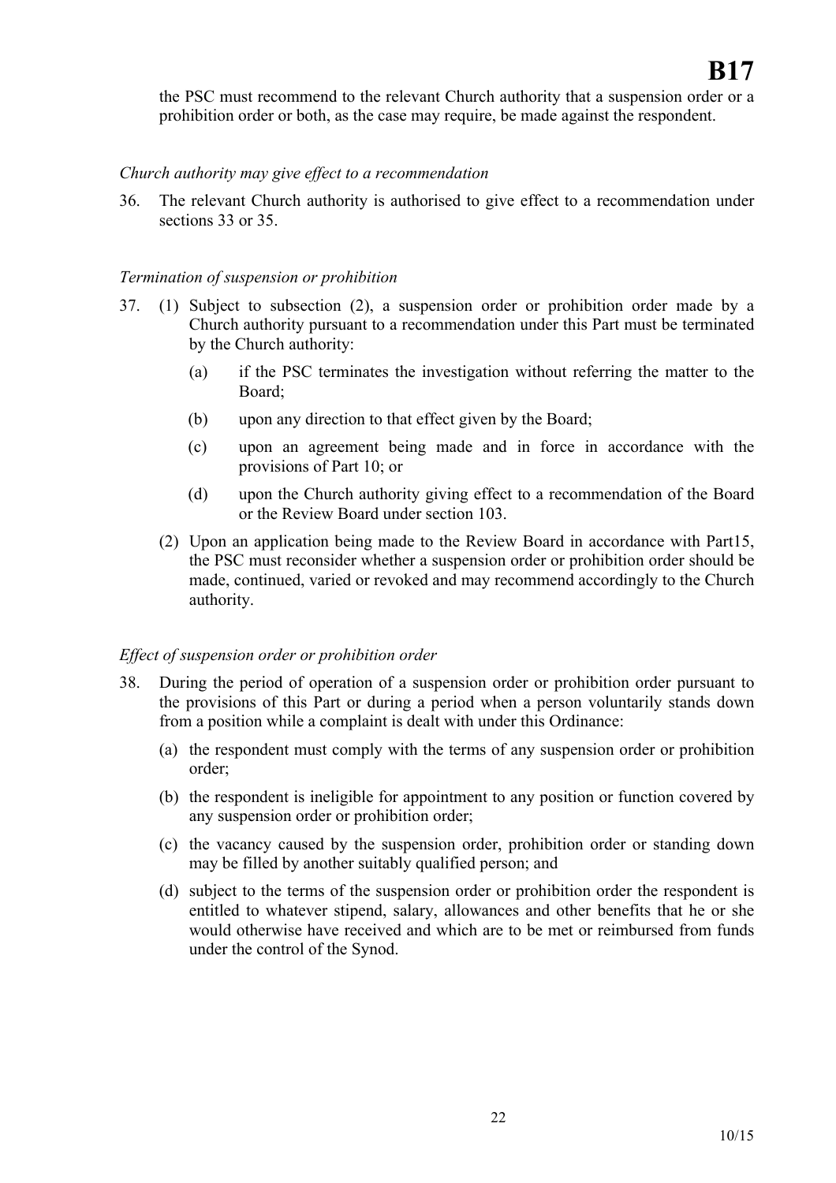the PSC must recommend to the relevant Church authority that a suspension order or a prohibition order or both, as the case may require, be made against the respondent.

*Church authority may give effect to a recommendation*

36. The relevant Church authority is authorised to give effect to a recommendation under sections 33 or 35.

*Termination of suspension or prohibition*

37. (1) Subject to subsection (2), a suspension order or prohibition order made by a Church authority pursuant to a recommendation under this Part must be terminated by the Church authority:

    (a) if the PSC terminates the investigation without referring the matter to the Board;

    (b) upon any direction to that effect given by the Board;

    (c) upon an agreement being made and in force in accordance with the provisions of Part 10; or

    (d) upon the Church authority giving effect to a recommendation of the Board or the Review Board under section 103.

    (2) Upon an application being made to the Review Board in accordance with Part15, the PSC must reconsider whether a suspension order or prohibition order should be made, continued, varied or revoked and may recommend accordingly to the Church authority.

*Effect of suspension order or prohibition order*

38. During the period of operation of a suspension order or prohibition order pursuant to the provisions of this Part or during a period when a person voluntarily stands down from a position while a complaint is dealt with under this Ordinance:

    (a) the respondent must comply with the terms of any suspension order or prohibition order;

    (b) the respondent is ineligible for appointment to any position or function covered by any suspension order or prohibition order;

    (c) the vacancy caused by the suspension order, prohibition order or standing down may be filled by another suitably qualified person; and

    (d) subject to the terms of the suspension order or prohibition order the respondent is entitled to whatever stipend, salary, allowances and other benefits that he or she would otherwise have received and which are to be met or reimbursed from funds under the control of the Synod.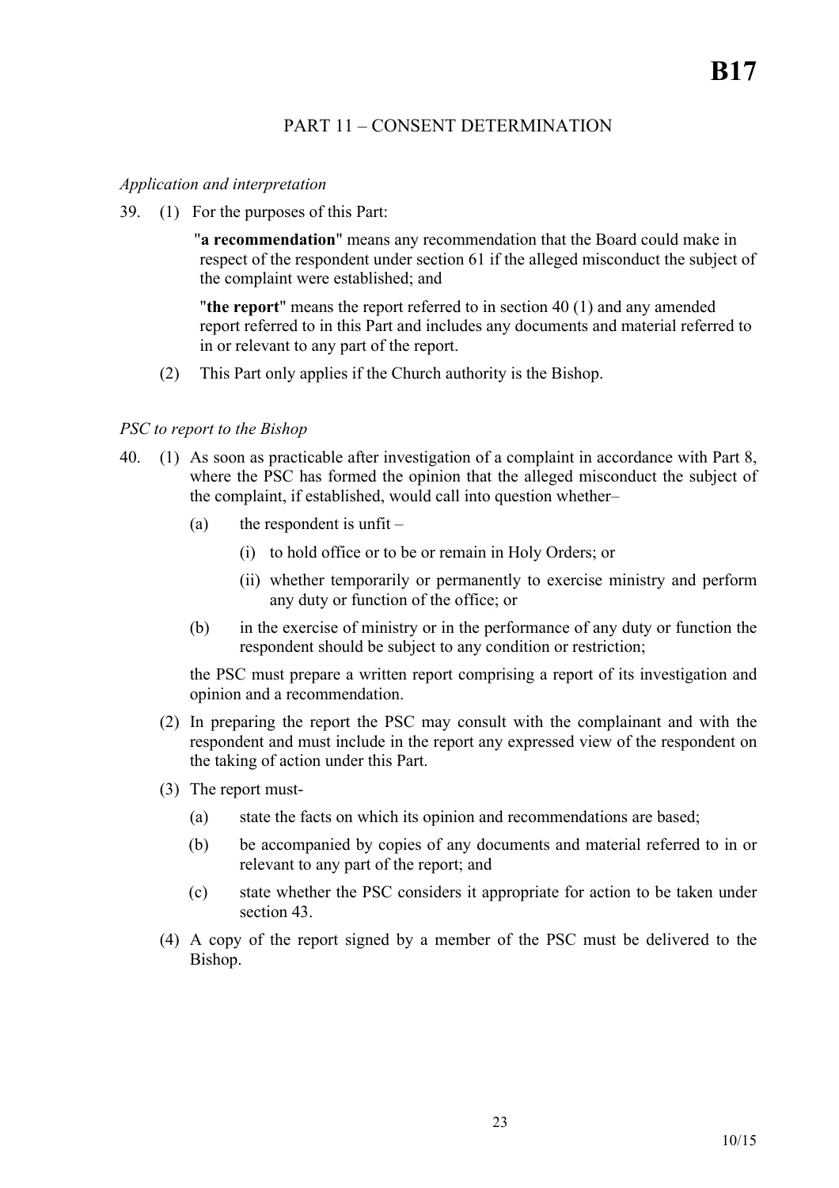# PART 11 – CONSENT DETERMINATION

*Application and interpretation*

39. (1) For the purposes of this Part:

"**a recommendation**" means any recommendation that the Board could make in respect of the respondent under section 61 if the alleged misconduct the subject of the complaint were established; and

"**the report**" means the report referred to in section 40 (1) and any amended report referred to in this Part and includes any documents and material referred to in or relevant to any part of the report.

(2) This Part only applies if the Church authority is the Bishop.

*PSC to report to the Bishop*

40. (1) As soon as practicable after investigation of a complaint in accordance with Part 8, where the PSC has formed the opinion that the alleged misconduct the subject of the complaint, if established, would call into question whether–

(a) the respondent is unfit –

(i) to hold office or to be or remain in Holy Orders; or

(ii) whether temporarily or permanently to exercise ministry and perform any duty or function of the office; or

(b) in the exercise of ministry or in the performance of any duty or function the respondent should be subject to any condition or restriction;

the PSC must prepare a written report comprising a report of its investigation and opinion and a recommendation.

(2) In preparing the report the PSC may consult with the complainant and with the respondent and must include in the report any expressed view of the respondent on the taking of action under this Part.

(3) The report must-

(a) state the facts on which its opinion and recommendations are based;

(b) be accompanied by copies of any documents and material referred to in or relevant to any part of the report; and

(c) state whether the PSC considers it appropriate for action to be taken under section 43.

(4) A copy of the report signed by a member of the PSC must be delivered to the Bishop.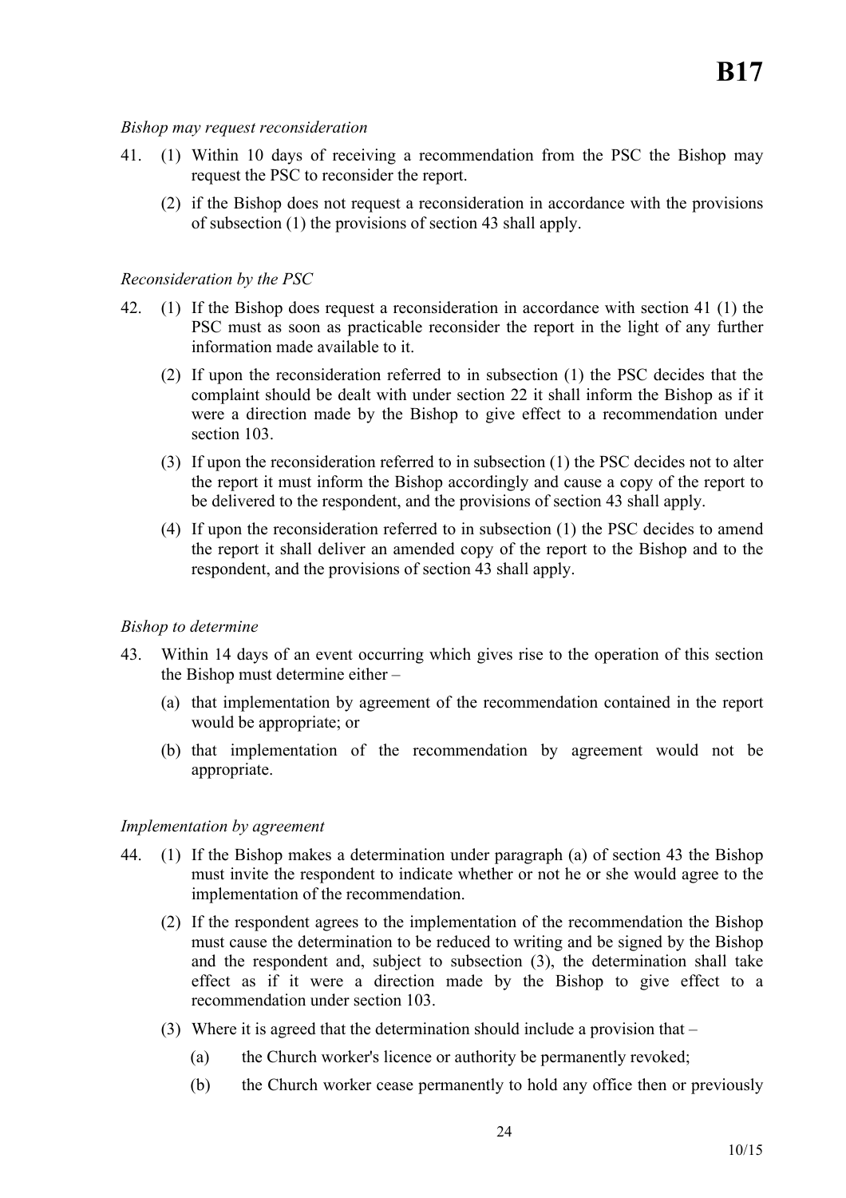*Bishop may request reconsideration*

41. (1) Within 10 days of receiving a recommendation from the PSC the Bishop may request the PSC to reconsider the report.

    (2) if the Bishop does not request a reconsideration in accordance with the provisions of subsection (1) the provisions of section 43 shall apply.

*Reconsideration by the PSC*

42. (1) If the Bishop does request a reconsideration in accordance with section 41 (1) the PSC must as soon as practicable reconsider the report in the light of any further information made available to it.

    (2) If upon the reconsideration referred to in subsection (1) the PSC decides that the complaint should be dealt with under section 22 it shall inform the Bishop as if it were a direction made by the Bishop to give effect to a recommendation under section 103.

    (3) If upon the reconsideration referred to in subsection (1) the PSC decides not to alter the report it must inform the Bishop accordingly and cause a copy of the report to be delivered to the respondent, and the provisions of section 43 shall apply.

    (4) If upon the reconsideration referred to in subsection (1) the PSC decides to amend the report it shall deliver an amended copy of the report to the Bishop and to the respondent, and the provisions of section 43 shall apply.

*Bishop to determine*

43. Within 14 days of an event occurring which gives rise to the operation of this section the Bishop must determine either –

    (a) that implementation by agreement of the recommendation contained in the report would be appropriate; or

    (b) that implementation of the recommendation by agreement would not be appropriate.

*Implementation by agreement*

44. (1) If the Bishop makes a determination under paragraph (a) of section 43 the Bishop must invite the respondent to indicate whether or not he or she would agree to the implementation of the recommendation.

    (2) If the respondent agrees to the implementation of the recommendation the Bishop must cause the determination to be reduced to writing and be signed by the Bishop and the respondent and, subject to subsection (3), the determination shall take effect as if it were a direction made by the Bishop to give effect to a recommendation under section 103.

    (3) Where it is agreed that the determination should include a provision that –

        (a) the Church worker's licence or authority be permanently revoked;

        (b) the Church worker cease permanently to hold any office then or previously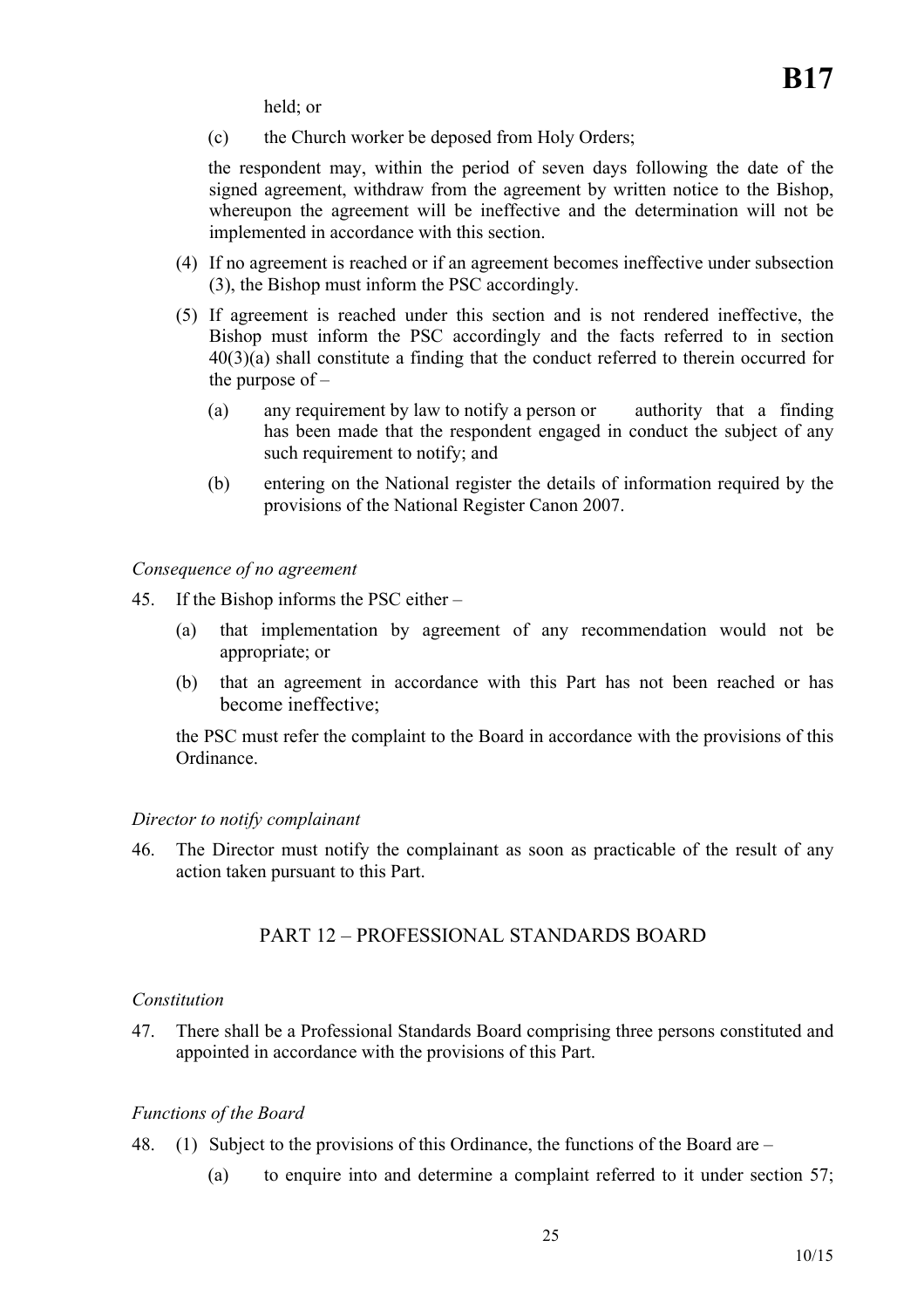held; or

(c) the Church worker be deposed from Holy Orders;

the respondent may, within the period of seven days following the date of the signed agreement, withdraw from the agreement by written notice to the Bishop, whereupon the agreement will be ineffective and the determination will not be implemented in accordance with this section.

(4) If no agreement is reached or if an agreement becomes ineffective under subsection (3), the Bishop must inform the PSC accordingly.

(5) If agreement is reached under this section and is not rendered ineffective, the Bishop must inform the PSC accordingly and the facts referred to in section 40(3)(a) shall constitute a finding that the conduct referred to therein occurred for the purpose of –

(a) any requirement by law to notify a person or authority that a finding has been made that the respondent engaged in conduct the subject of any such requirement to notify; and

(b) entering on the National register the details of information required by the provisions of the National Register Canon 2007.

*Consequence of no agreement*

45. If the Bishop informs the PSC either –

(a) that implementation by agreement of any recommendation would not be appropriate; or

(b) that an agreement in accordance with this Part has not been reached or has become ineffective;

the PSC must refer the complaint to the Board in accordance with the provisions of this Ordinance.

*Director to notify complainant*

46. The Director must notify the complainant as soon as practicable of the result of any action taken pursuant to this Part.

## PART 12 – PROFESSIONAL STANDARDS BOARD

*Constitution*

47. There shall be a Professional Standards Board comprising three persons constituted and appointed in accordance with the provisions of this Part.

*Functions of the Board*

48. (1) Subject to the provisions of this Ordinance, the functions of the Board are –

(a) to enquire into and determine a complaint referred to it under section 57;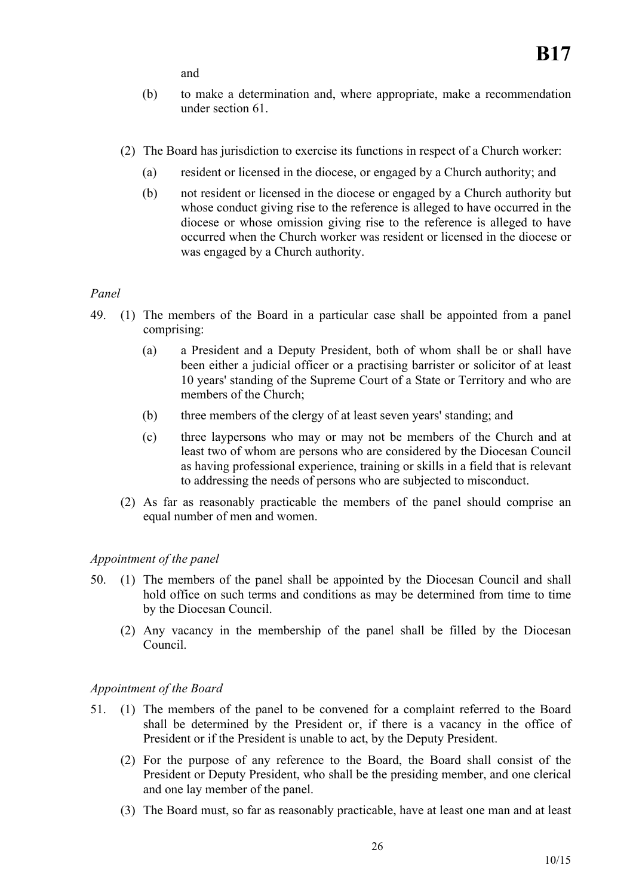and

(b) to make a determination and, where appropriate, make a recommendation under section 61.

(2) The Board has jurisdiction to exercise its functions in respect of a Church worker:

(a) resident or licensed in the diocese, or engaged by a Church authority; and

(b) not resident or licensed in the diocese or engaged by a Church authority but whose conduct giving rise to the reference is alleged to have occurred in the diocese or whose omission giving rise to the reference is alleged to have occurred when the Church worker was resident or licensed in the diocese or was engaged by a Church authority.

*Panel*

49. (1) The members of the Board in a particular case shall be appointed from a panel comprising:

(a) a President and a Deputy President, both of whom shall be or shall have been either a judicial officer or a practising barrister or solicitor of at least 10 years' standing of the Supreme Court of a State or Territory and who are members of the Church;

(b) three members of the clergy of at least seven years' standing; and

(c) three laypersons who may or may not be members of the Church and at least two of whom are persons who are considered by the Diocesan Council as having professional experience, training or skills in a field that is relevant to addressing the needs of persons who are subjected to misconduct.

(2) As far as reasonably practicable the members of the panel should comprise an equal number of men and women.

*Appointment of the panel*

50. (1) The members of the panel shall be appointed by the Diocesan Council and shall hold office on such terms and conditions as may be determined from time to time by the Diocesan Council.

(2) Any vacancy in the membership of the panel shall be filled by the Diocesan Council.

*Appointment of the Board*

51. (1) The members of the panel to be convened for a complaint referred to the Board shall be determined by the President or, if there is a vacancy in the office of President or if the President is unable to act, by the Deputy President.

(2) For the purpose of any reference to the Board, the Board shall consist of the President or Deputy President, who shall be the presiding member, and one clerical and one lay member of the panel.

(3) The Board must, so far as reasonably practicable, have at least one man and at least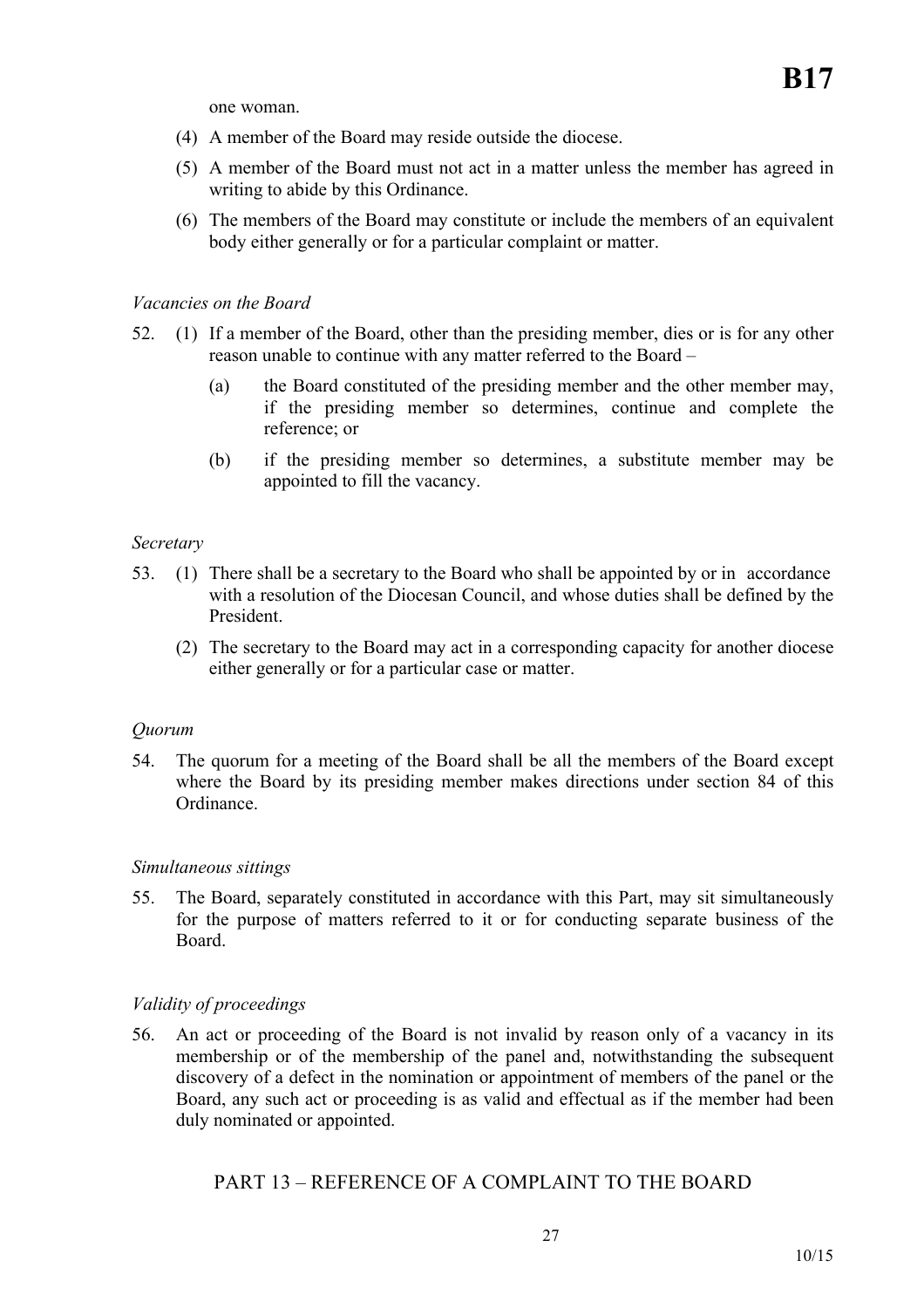one woman.

(4) A member of the Board may reside outside the diocese.

(5) A member of the Board must not act in a matter unless the member has agreed in writing to abide by this Ordinance.

(6) The members of the Board may constitute or include the members of an equivalent body either generally or for a particular complaint or matter.

*Vacancies on the Board*

52. (1) If a member of the Board, other than the presiding member, dies or is for any other reason unable to continue with any matter referred to the Board –

(a) the Board constituted of the presiding member and the other member may, if the presiding member so determines, continue and complete the reference; or

(b) if the presiding member so determines, a substitute member may be appointed to fill the vacancy.

*Secretary*

53. (1) There shall be a secretary to the Board who shall be appointed by or in accordance with a resolution of the Diocesan Council, and whose duties shall be defined by the President.

(2) The secretary to the Board may act in a corresponding capacity for another diocese either generally or for a particular case or matter.

*Quorum*

54. The quorum for a meeting of the Board shall be all the members of the Board except where the Board by its presiding member makes directions under section 84 of this Ordinance.

*Simultaneous sittings*

55. The Board, separately constituted in accordance with this Part, may sit simultaneously for the purpose of matters referred to it or for conducting separate business of the Board.

*Validity of proceedings*

56. An act or proceeding of the Board is not invalid by reason only of a vacancy in its membership or of the membership of the panel and, notwithstanding the subsequent discovery of a defect in the nomination or appointment of members of the panel or the Board, any such act or proceeding is as valid and effectual as if the member had been duly nominated or appointed.

## PART 13 – REFERENCE OF A COMPLAINT TO THE BOARD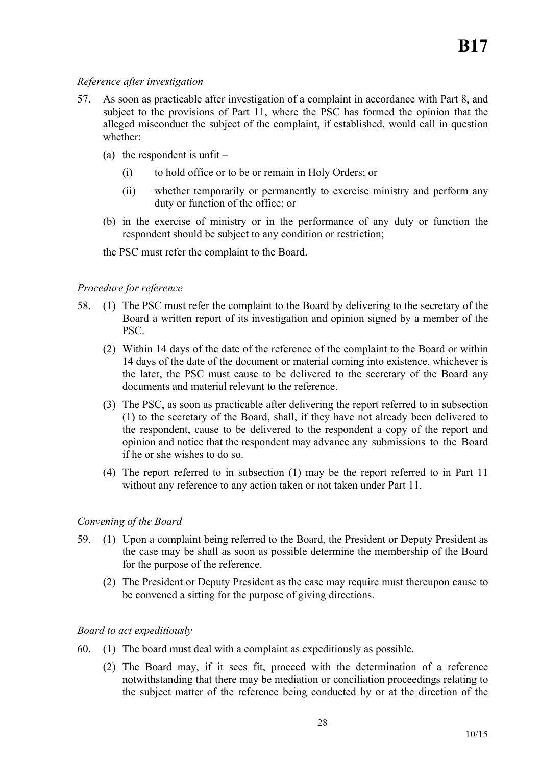*Reference after investigation*

57. As soon as practicable after investigation of a complaint in accordance with Part 8, and subject to the provisions of Part 11, where the PSC has formed the opinion that the alleged misconduct the subject of the complaint, if established, would call in question whether:

    (a) the respondent is unfit –

        (i) to hold office or to be or remain in Holy Orders; or

        (ii) whether temporarily or permanently to exercise ministry and perform any duty or function of the office; or

    (b) in the exercise of ministry or in the performance of any duty or function the respondent should be subject to any condition or restriction;

    the PSC must refer the complaint to the Board.

*Procedure for reference*

58. (1) The PSC must refer the complaint to the Board by delivering to the secretary of the Board a written report of its investigation and opinion signed by a member of the PSC.

    (2) Within 14 days of the date of the reference of the complaint to the Board or within 14 days of the date of the document or material coming into existence, whichever is the later, the PSC must cause to be delivered to the secretary of the Board any documents and material relevant to the reference.

    (3) The PSC, as soon as practicable after delivering the report referred to in subsection (1) to the secretary of the Board, shall, if they have not already been delivered to the respondent, cause to be delivered to the respondent a copy of the report and opinion and notice that the respondent may advance any submissions to the Board if he or she wishes to do so.

    (4) The report referred to in subsection (1) may be the report referred to in Part 11 without any reference to any action taken or not taken under Part 11.

*Convening of the Board*

59. (1) Upon a complaint being referred to the Board, the President or Deputy President as the case may be shall as soon as possible determine the membership of the Board for the purpose of the reference.

    (2) The President or Deputy President as the case may require must thereupon cause to be convened a sitting for the purpose of giving directions.

*Board to act expeditiously*

60. (1) The board must deal with a complaint as expeditiously as possible.

    (2) The Board may, if it sees fit, proceed with the determination of a reference notwithstanding that there may be mediation or conciliation proceedings relating to the subject matter of the reference being conducted by or at the direction of the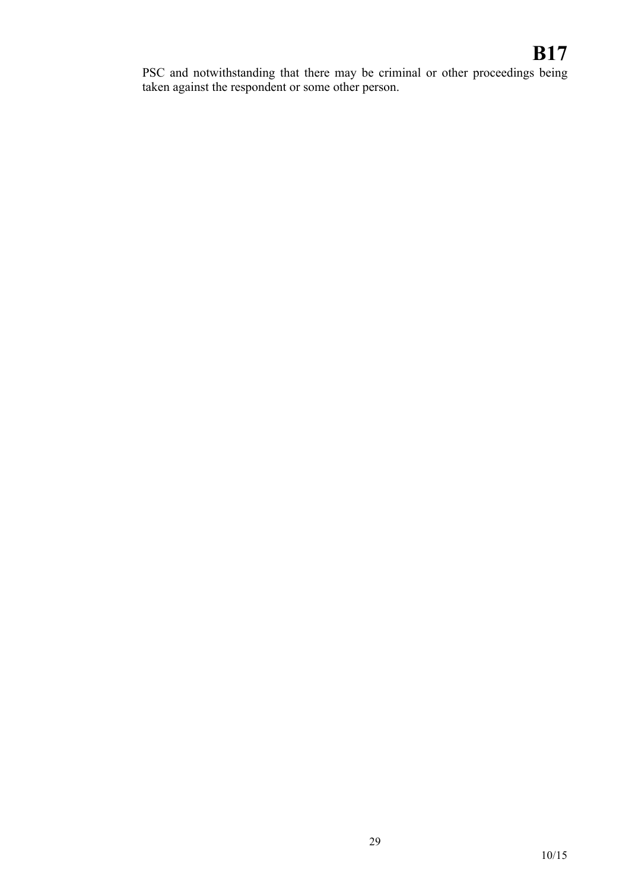PSC and notwithstanding that there may be criminal or other proceedings being taken against the respondent or some other person.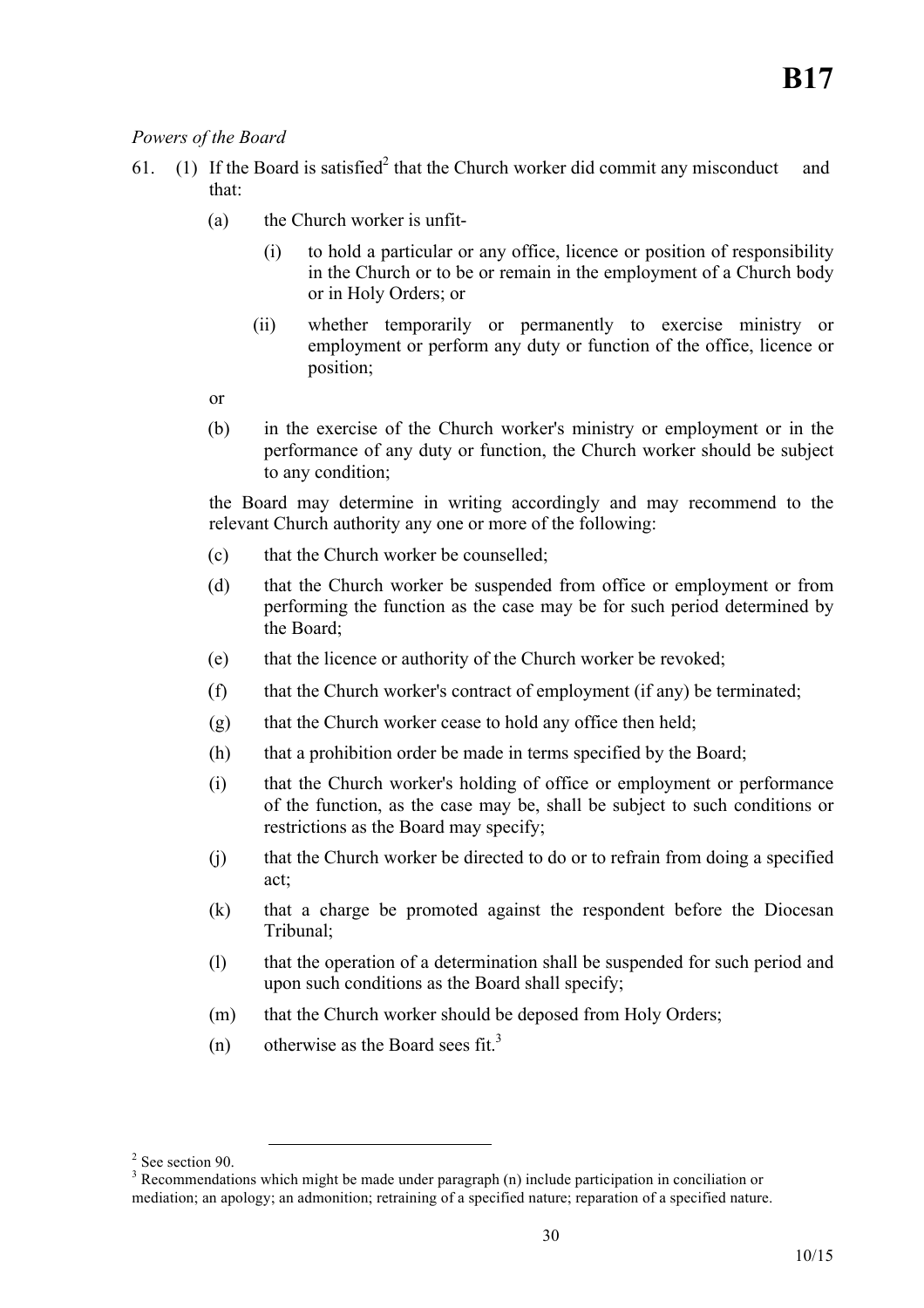*Powers of the Board*

61. (1) If the Board is satisfied[2] that the Church worker did commit any misconduct and that:

(a) the Church worker is unfit-

(i) to hold a particular or any office, licence or position of responsibility in the Church or to be or remain in the employment of a Church body or in Holy Orders; or

(ii) whether temporarily or permanently to exercise ministry or employment or perform any duty or function of the office, licence or position;

or

(b) in the exercise of the Church worker's ministry or employment or in the performance of any duty or function, the Church worker should be subject to any condition;

the Board may determine in writing accordingly and may recommend to the relevant Church authority any one or more of the following:

(c) that the Church worker be counselled;

(d) that the Church worker be suspended from office or employment or from performing the function as the case may be for such period determined by the Board;

(e) that the licence or authority of the Church worker be revoked;

(f) that the Church worker's contract of employment (if any) be terminated;

(g) that the Church worker cease to hold any office then held;

(h) that a prohibition order be made in terms specified by the Board;

(i) that the Church worker's holding of office or employment or performance of the function, as the case may be, shall be subject to such conditions or restrictions as the Board may specify;

(j) that the Church worker be directed to do or to refrain from doing a specified act;

(k) that a charge be promoted against the respondent before the Diocesan Tribunal;

(l) that the operation of a determination shall be suspended for such period and upon such conditions as the Board shall specify;

(m) that the Church worker should be deposed from Holy Orders;

(n) otherwise as the Board sees fit.[3]

---

[2] See section 90.

[3] Recommendations which might be made under paragraph (n) include participation in conciliation or mediation; an apology; an admonition; retraining of a specified nature; reparation of a specified nature.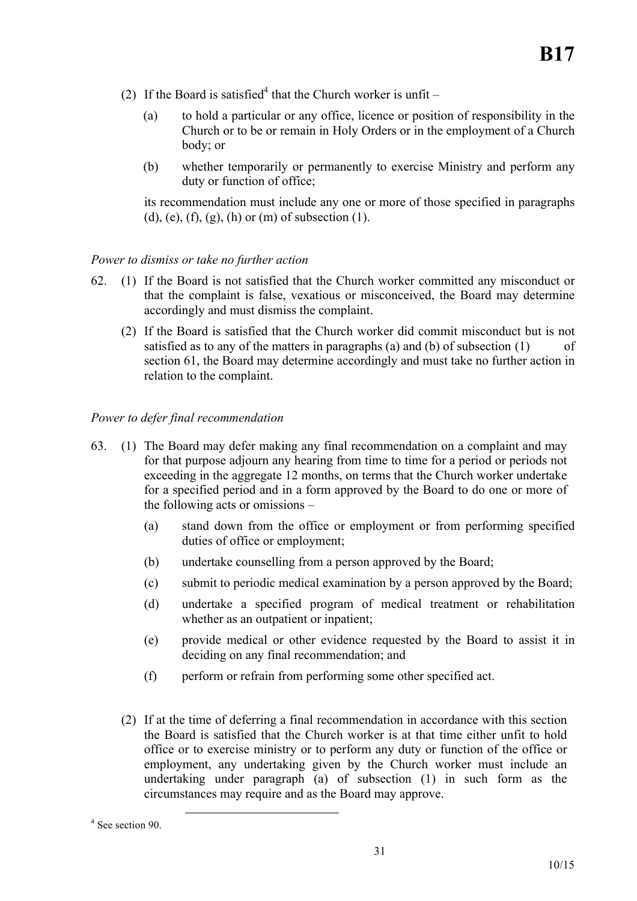(2) If the Board is satisfied[4] that the Church worker is unfit –

   (a) to hold a particular or any office, licence or position of responsibility in the Church or to be or remain in Holy Orders or in the employment of a Church body; or

   (b) whether temporarily or permanently to exercise Ministry and perform any duty or function of office;

   its recommendation must include any one or more of those specified in paragraphs (d), (e), (f), (g), (h) or (m) of subsection (1).

*Power to dismiss or take no further action*

62. (1) If the Board is not satisfied that the Church worker committed any misconduct or that the complaint is false, vexatious or misconceived, the Board may determine accordingly and must dismiss the complaint.

   (2) If the Board is satisfied that the Church worker did commit misconduct but is not satisfied as to any of the matters in paragraphs (a) and (b) of subsection (1) of section 61, the Board may determine accordingly and must take no further action in relation to the complaint.

*Power to defer final recommendation*

63. (1) The Board may defer making any final recommendation on a complaint and may for that purpose adjourn any hearing from time to time for a period or periods not exceeding in the aggregate 12 months, on terms that the Church worker undertake for a specified period and in a form approved by the Board to do one or more of the following acts or omissions –

   (a) stand down from the office or employment or from performing specified duties of office or employment;

   (b) undertake counselling from a person approved by the Board;

   (c) submit to periodic medical examination by a person approved by the Board;

   (d) undertake a specified program of medical treatment or rehabilitation whether as an outpatient or inpatient;

   (e) provide medical or other evidence requested by the Board to assist it in deciding on any final recommendation; and

   (f) perform or refrain from performing some other specified act.

   (2) If at the time of deferring a final recommendation in accordance with this section the Board is satisfied that the Church worker is at that time either unfit to hold office or to exercise ministry or to perform any duty or function of the office or employment, any undertaking given by the Church worker must include an undertaking under paragraph (a) of subsection (1) in such form as the circumstances may require and as the Board may approve.

[4] See section 90.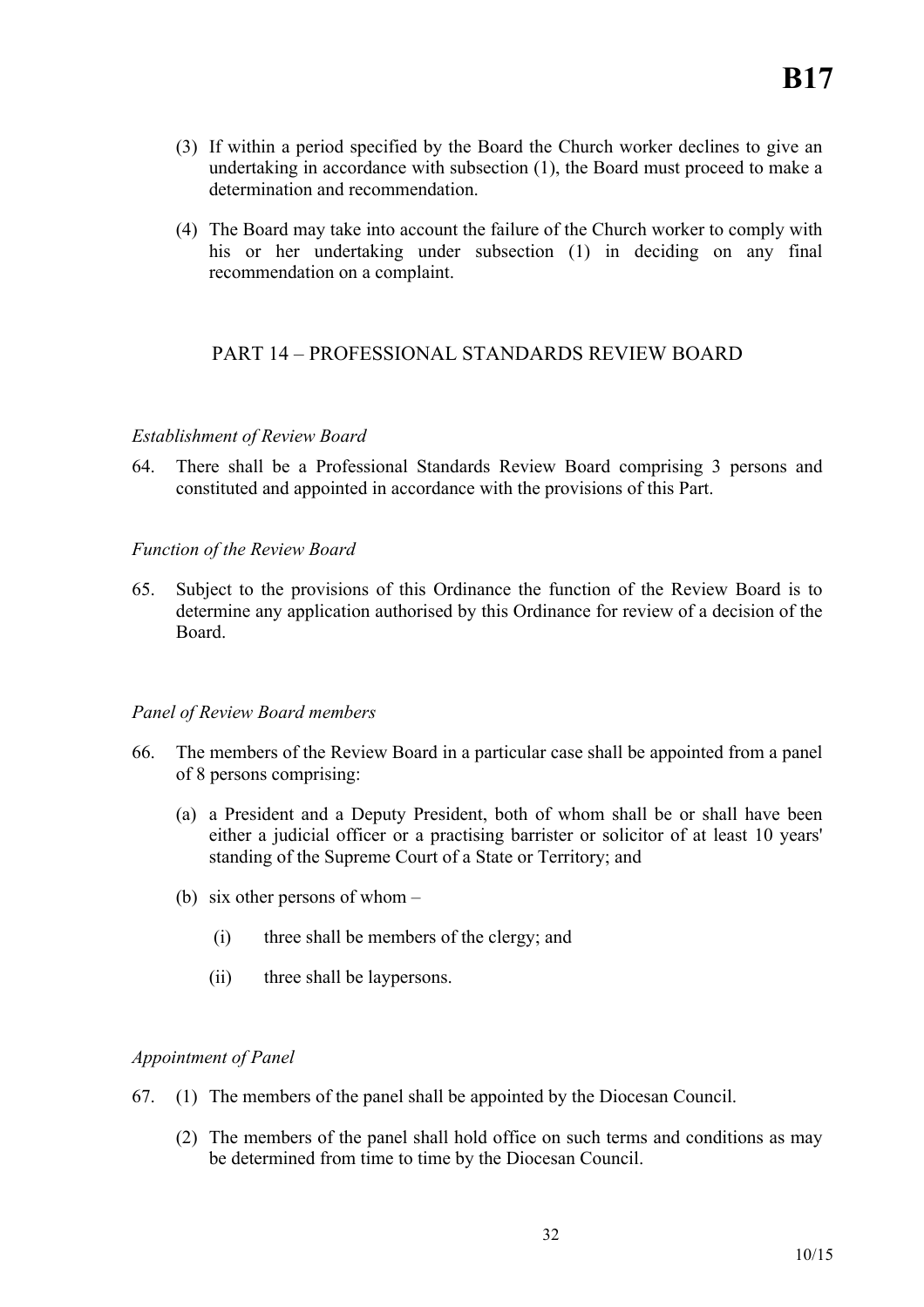(3) If within a period specified by the Board the Church worker declines to give an undertaking in accordance with subsection (1), the Board must proceed to make a determination and recommendation.

(4) The Board may take into account the failure of the Church worker to comply with his or her undertaking under subsection (1) in deciding on any final recommendation on a complaint.

## PART 14 – PROFESSIONAL STANDARDS REVIEW BOARD

*Establishment of Review Board*

64. There shall be a Professional Standards Review Board comprising 3 persons and constituted and appointed in accordance with the provisions of this Part.

*Function of the Review Board*

65. Subject to the provisions of this Ordinance the function of the Review Board is to determine any application authorised by this Ordinance for review of a decision of the Board.

*Panel of Review Board members*

66. The members of the Review Board in a particular case shall be appointed from a panel of 8 persons comprising:

    (a) a President and a Deputy President, both of whom shall be or shall have been either a judicial officer or a practising barrister or solicitor of at least 10 years' standing of the Supreme Court of a State or Territory; and

    (b) six other persons of whom –

        (i) three shall be members of the clergy; and

        (ii) three shall be laypersons.

*Appointment of Panel*

67. (1) The members of the panel shall be appointed by the Diocesan Council.

    (2) The members of the panel shall hold office on such terms and conditions as may be determined from time to time by the Diocesan Council.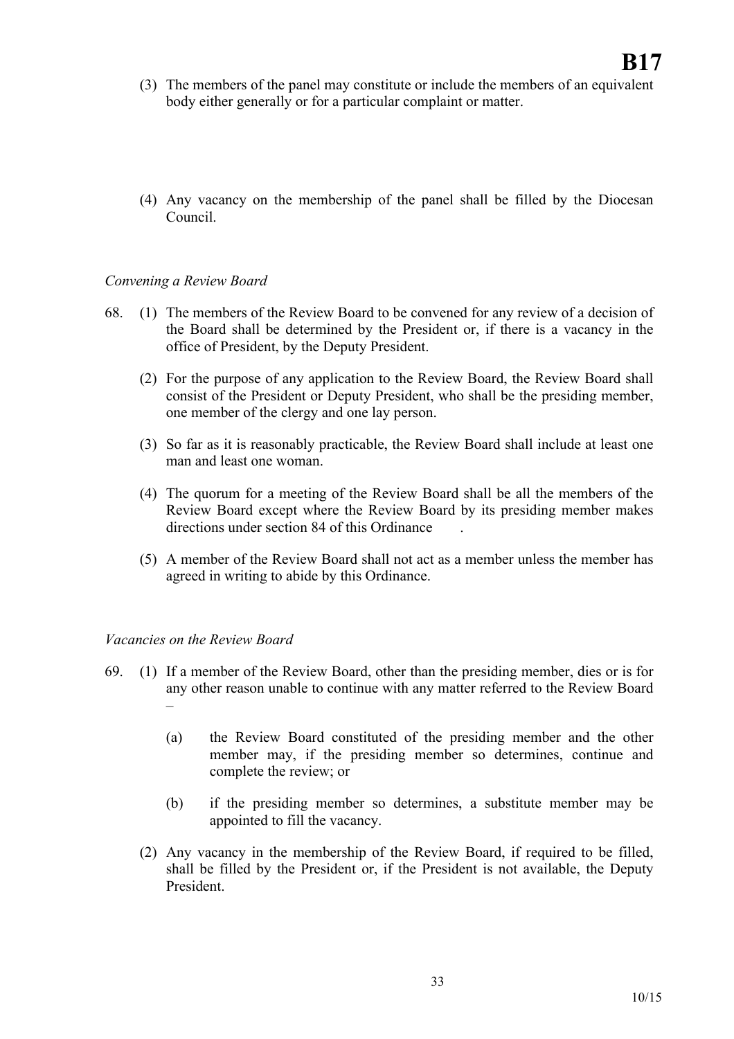(3) The members of the panel may constitute or include the members of an equivalent body either generally or for a particular complaint or matter.

(4) Any vacancy on the membership of the panel shall be filled by the Diocesan Council.

*Convening a Review Board*

68. (1) The members of the Review Board to be convened for any review of a decision of the Board shall be determined by the President or, if there is a vacancy in the office of President, by the Deputy President.

(2) For the purpose of any application to the Review Board, the Review Board shall consist of the President or Deputy President, who shall be the presiding member, one member of the clergy and one lay person.

(3) So far as it is reasonably practicable, the Review Board shall include at least one man and least one woman.

(4) The quorum for a meeting of the Review Board shall be all the members of the Review Board except where the Review Board by its presiding member makes directions under section 84 of this Ordinance .

(5) A member of the Review Board shall not act as a member unless the member has agreed in writing to abide by this Ordinance.

*Vacancies on the Review Board*

69. (1) If a member of the Review Board, other than the presiding member, dies or is for any other reason unable to continue with any matter referred to the Review Board –

(a) the Review Board constituted of the presiding member and the other member may, if the presiding member so determines, continue and complete the review; or

(b) if the presiding member so determines, a substitute member may be appointed to fill the vacancy.

(2) Any vacancy in the membership of the Review Board, if required to be filled, shall be filled by the President or, if the President is not available, the Deputy President.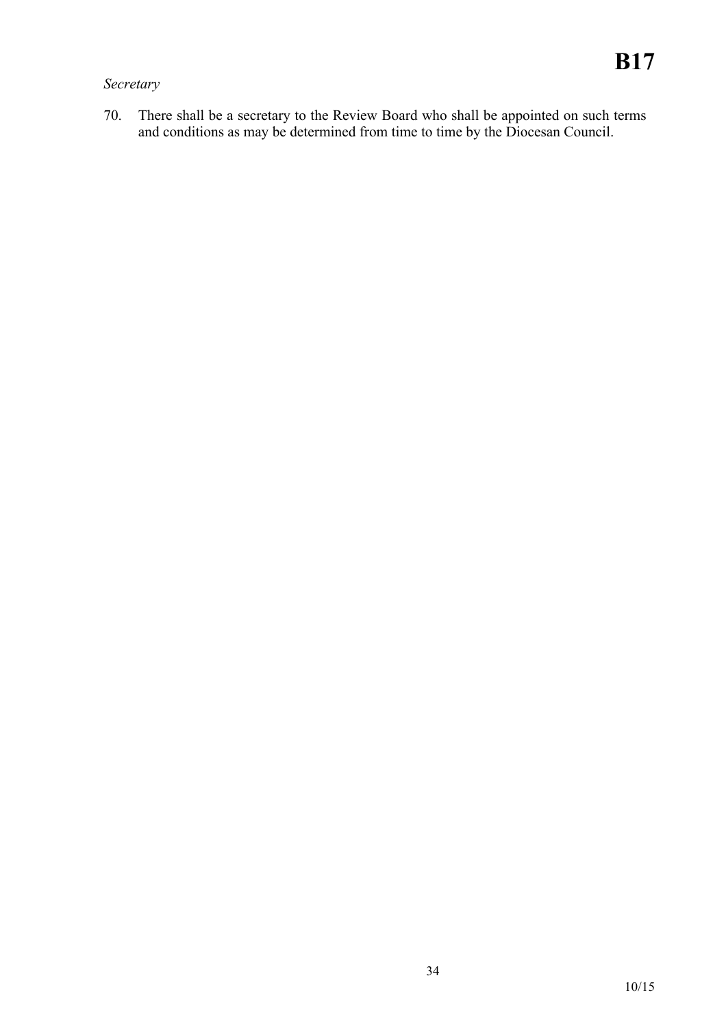*Secretary*

70. There shall be a secretary to the Review Board who shall be appointed on such terms and conditions as may be determined from time to time by the Diocesan Council.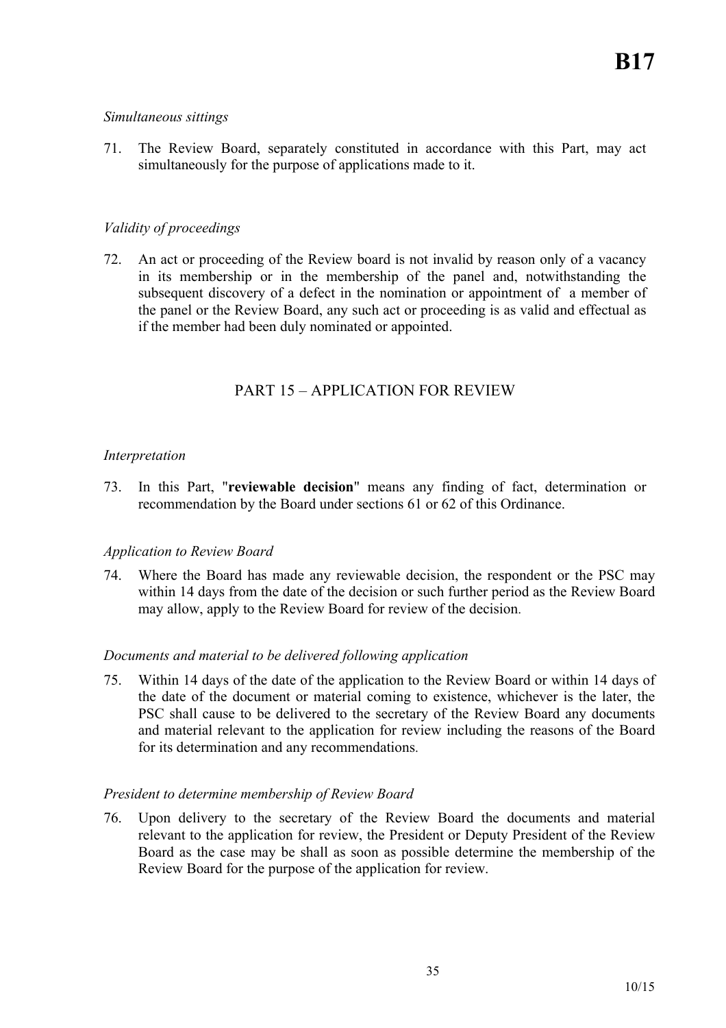*Simultaneous sittings*

71. The Review Board, separately constituted in accordance with this Part, may act simultaneously for the purpose of applications made to it.

*Validity of proceedings*

72. An act or proceeding of the Review board is not invalid by reason only of a vacancy in its membership or in the membership of the panel and, notwithstanding the subsequent discovery of a defect in the nomination or appointment of a member of the panel or the Review Board, any such act or proceeding is as valid and effectual as if the member had been duly nominated or appointed.

## PART 15 – APPLICATION FOR REVIEW

*Interpretation*

73. In this Part, "**reviewable decision**" means any finding of fact, determination or recommendation by the Board under sections 61 or 62 of this Ordinance.

*Application to Review Board*

74. Where the Board has made any reviewable decision, the respondent or the PSC may within 14 days from the date of the decision or such further period as the Review Board may allow, apply to the Review Board for review of the decision.

*Documents and material to be delivered following application*

75. Within 14 days of the date of the application to the Review Board or within 14 days of the date of the document or material coming to existence, whichever is the later, the PSC shall cause to be delivered to the secretary of the Review Board any documents and material relevant to the application for review including the reasons of the Board for its determination and any recommendations.

*President to determine membership of Review Board*

76. Upon delivery to the secretary of the Review Board the documents and material relevant to the application for review, the President or Deputy President of the Review Board as the case may be shall as soon as possible determine the membership of the Review Board for the purpose of the application for review.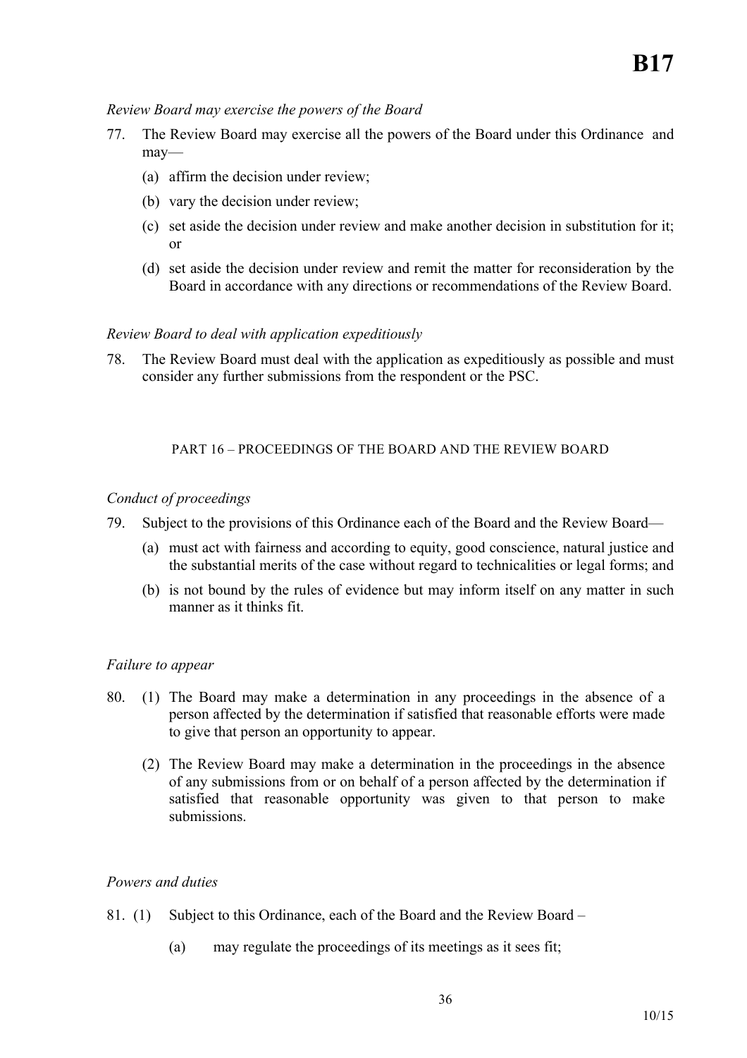*Review Board may exercise the powers of the Board*

77. The Review Board may exercise all the powers of the Board under this Ordinance and may—

   (a) affirm the decision under review;

   (b) vary the decision under review;

   (c) set aside the decision under review and make another decision in substitution for it; or

   (d) set aside the decision under review and remit the matter for reconsideration by the Board in accordance with any directions or recommendations of the Review Board.

*Review Board to deal with application expeditiously*

78. The Review Board must deal with the application as expeditiously as possible and must consider any further submissions from the respondent or the PSC.

## PART 16 – PROCEEDINGS OF THE BOARD AND THE REVIEW BOARD

*Conduct of proceedings*

79. Subject to the provisions of this Ordinance each of the Board and the Review Board—

   (a) must act with fairness and according to equity, good conscience, natural justice and the substantial merits of the case without regard to technicalities or legal forms; and

   (b) is not bound by the rules of evidence but may inform itself on any matter in such manner as it thinks fit.

*Failure to appear*

80. (1) The Board may make a determination in any proceedings in the absence of a person affected by the determination if satisfied that reasonable efforts were made to give that person an opportunity to appear.

   (2) The Review Board may make a determination in the proceedings in the absence of any submissions from or on behalf of a person affected by the determination if satisfied that reasonable opportunity was given to that person to make submissions.

*Powers and duties*

81. (1) Subject to this Ordinance, each of the Board and the Review Board –

   (a) may regulate the proceedings of its meetings as it sees fit;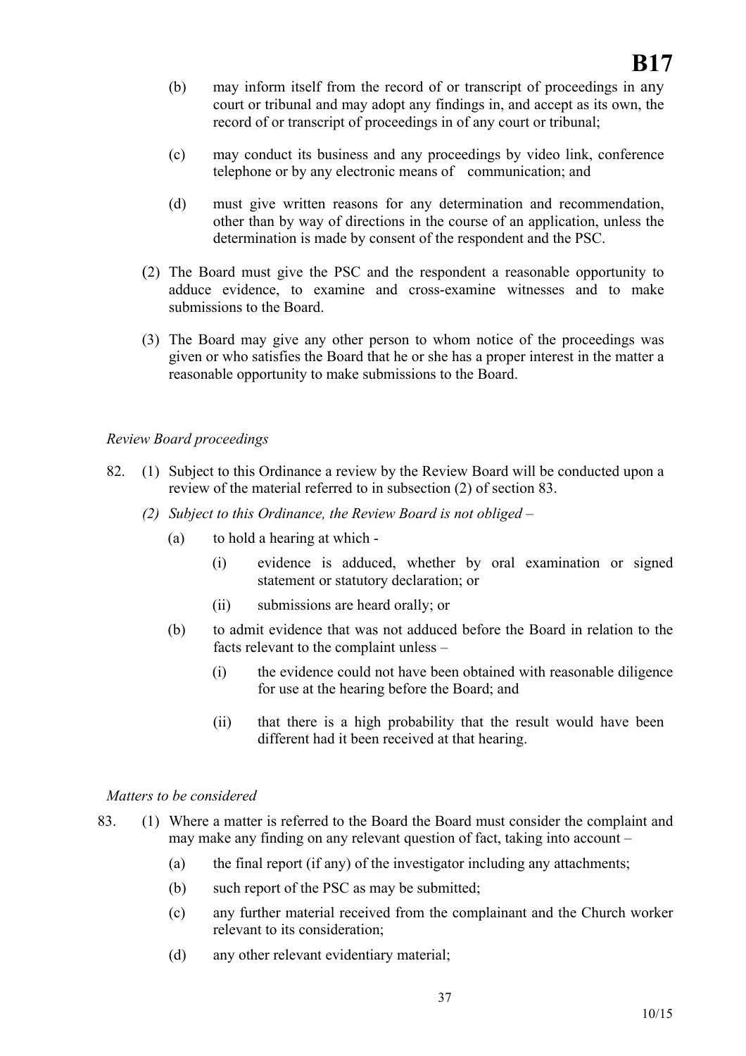(b) may inform itself from the record of or transcript of proceedings in any court or tribunal and may adopt any findings in, and accept as its own, the record of or transcript of proceedings in of any court or tribunal;

(c) may conduct its business and any proceedings by video link, conference telephone or by any electronic means of communication; and

(d) must give written reasons for any determination and recommendation, other than by way of directions in the course of an application, unless the determination is made by consent of the respondent and the PSC.

(2) The Board must give the PSC and the respondent a reasonable opportunity to adduce evidence, to examine and cross-examine witnesses and to make submissions to the Board.

(3) The Board may give any other person to whom notice of the proceedings was given or who satisfies the Board that he or she has a proper interest in the matter a reasonable opportunity to make submissions to the Board.

*Review Board proceedings*

82. (1) Subject to this Ordinance a review by the Review Board will be conducted upon a review of the material referred to in subsection (2) of section 83.

*(2) Subject to this Ordinance, the Review Board is not obliged –*

(a) to hold a hearing at which -

(i) evidence is adduced, whether by oral examination or signed statement or statutory declaration; or

(ii) submissions are heard orally; or

(b) to admit evidence that was not adduced before the Board in relation to the facts relevant to the complaint unless –

(i) the evidence could not have been obtained with reasonable diligence for use at the hearing before the Board; and

(ii) that there is a high probability that the result would have been different had it been received at that hearing.

*Matters to be considered*

83. (1) Where a matter is referred to the Board the Board must consider the complaint and may make any finding on any relevant question of fact, taking into account –

(a) the final report (if any) of the investigator including any attachments;

(b) such report of the PSC as may be submitted;

(c) any further material received from the complainant and the Church worker relevant to its consideration;

(d) any other relevant evidentiary material;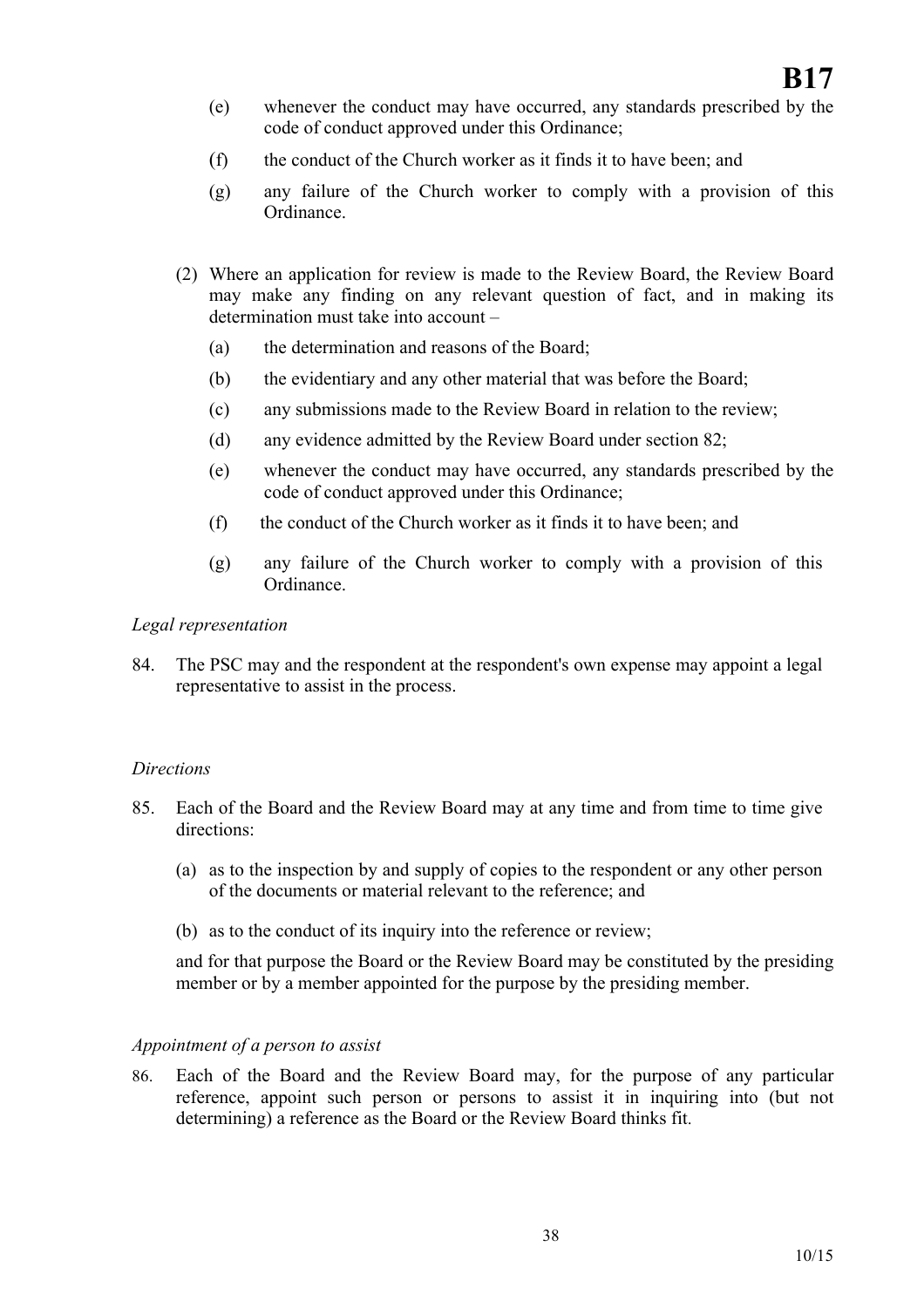(e) whenever the conduct may have occurred, any standards prescribed by the code of conduct approved under this Ordinance;

(f) the conduct of the Church worker as it finds it to have been; and

(g) any failure of the Church worker to comply with a provision of this Ordinance.

(2) Where an application for review is made to the Review Board, the Review Board may make any finding on any relevant question of fact, and in making its determination must take into account –

(a) the determination and reasons of the Board;

(b) the evidentiary and any other material that was before the Board;

(c) any submissions made to the Review Board in relation to the review;

(d) any evidence admitted by the Review Board under section 82;

(e) whenever the conduct may have occurred, any standards prescribed by the code of conduct approved under this Ordinance;

(f) the conduct of the Church worker as it finds it to have been; and

(g) any failure of the Church worker to comply with a provision of this Ordinance.

*Legal representation*

84. The PSC may and the respondent at the respondent's own expense may appoint a legal representative to assist in the process.

*Directions*

85. Each of the Board and the Review Board may at any time and from time to time give directions:

(a) as to the inspection by and supply of copies to the respondent or any other person of the documents or material relevant to the reference; and

(b) as to the conduct of its inquiry into the reference or review;

and for that purpose the Board or the Review Board may be constituted by the presiding member or by a member appointed for the purpose by the presiding member.

*Appointment of a person to assist*

86. Each of the Board and the Review Board may, for the purpose of any particular reference, appoint such person or persons to assist it in inquiring into (but not determining) a reference as the Board or the Review Board thinks fit.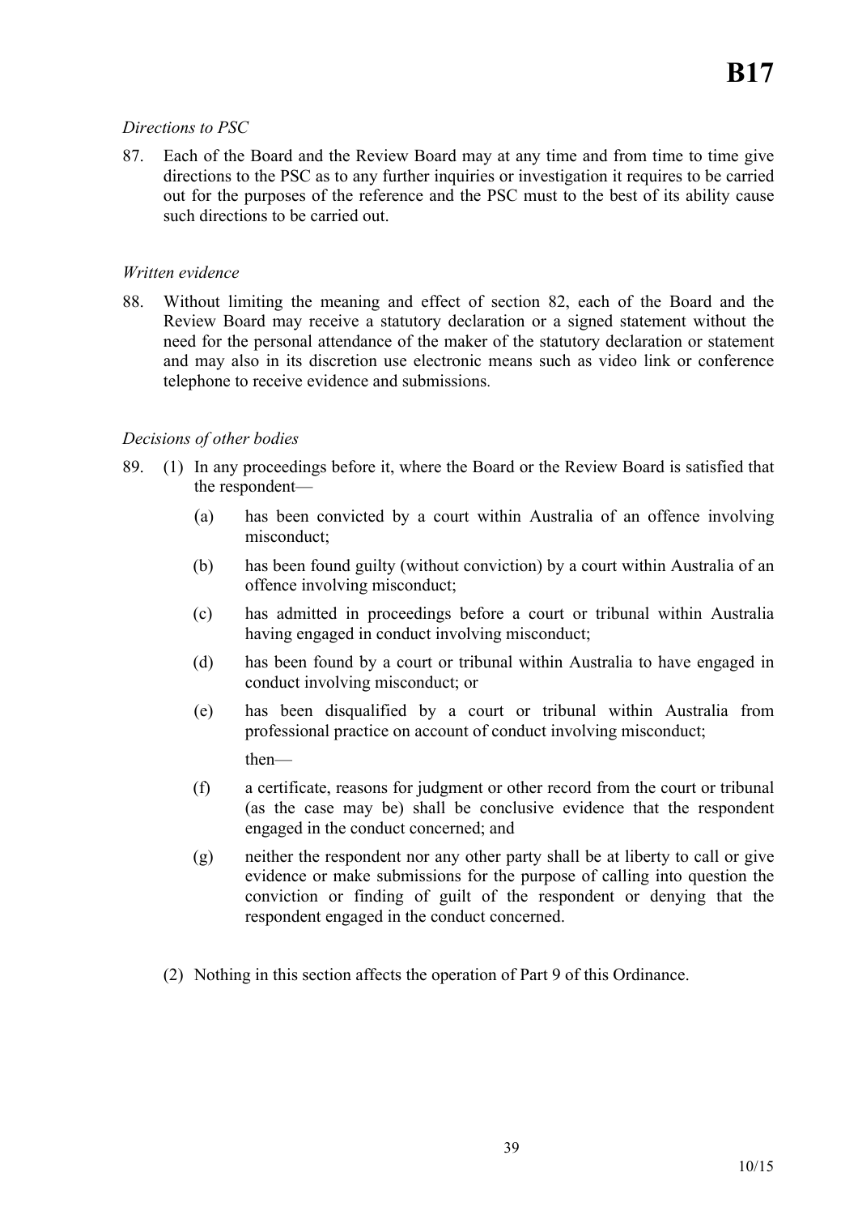*Directions to PSC*

87. Each of the Board and the Review Board may at any time and from time to time give directions to the PSC as to any further inquiries or investigation it requires to be carried out for the purposes of the reference and the PSC must to the best of its ability cause such directions to be carried out.

*Written evidence*

88. Without limiting the meaning and effect of section 82, each of the Board and the Review Board may receive a statutory declaration or a signed statement without the need for the personal attendance of the maker of the statutory declaration or statement and may also in its discretion use electronic means such as video link or conference telephone to receive evidence and submissions.

*Decisions of other bodies*

89. (1) In any proceedings before it, where the Board or the Review Board is satisfied that the respondent—

   (a) has been convicted by a court within Australia of an offence involving misconduct;

   (b) has been found guilty (without conviction) by a court within Australia of an offence involving misconduct;

   (c) has admitted in proceedings before a court or tribunal within Australia having engaged in conduct involving misconduct;

   (d) has been found by a court or tribunal within Australia to have engaged in conduct involving misconduct; or

   (e) has been disqualified by a court or tribunal within Australia from professional practice on account of conduct involving misconduct;

   then—

   (f) a certificate, reasons for judgment or other record from the court or tribunal (as the case may be) shall be conclusive evidence that the respondent engaged in the conduct concerned; and

   (g) neither the respondent nor any other party shall be at liberty to call or give evidence or make submissions for the purpose of calling into question the conviction or finding of guilt of the respondent or denying that the respondent engaged in the conduct concerned.

(2) Nothing in this section affects the operation of Part 9 of this Ordinance.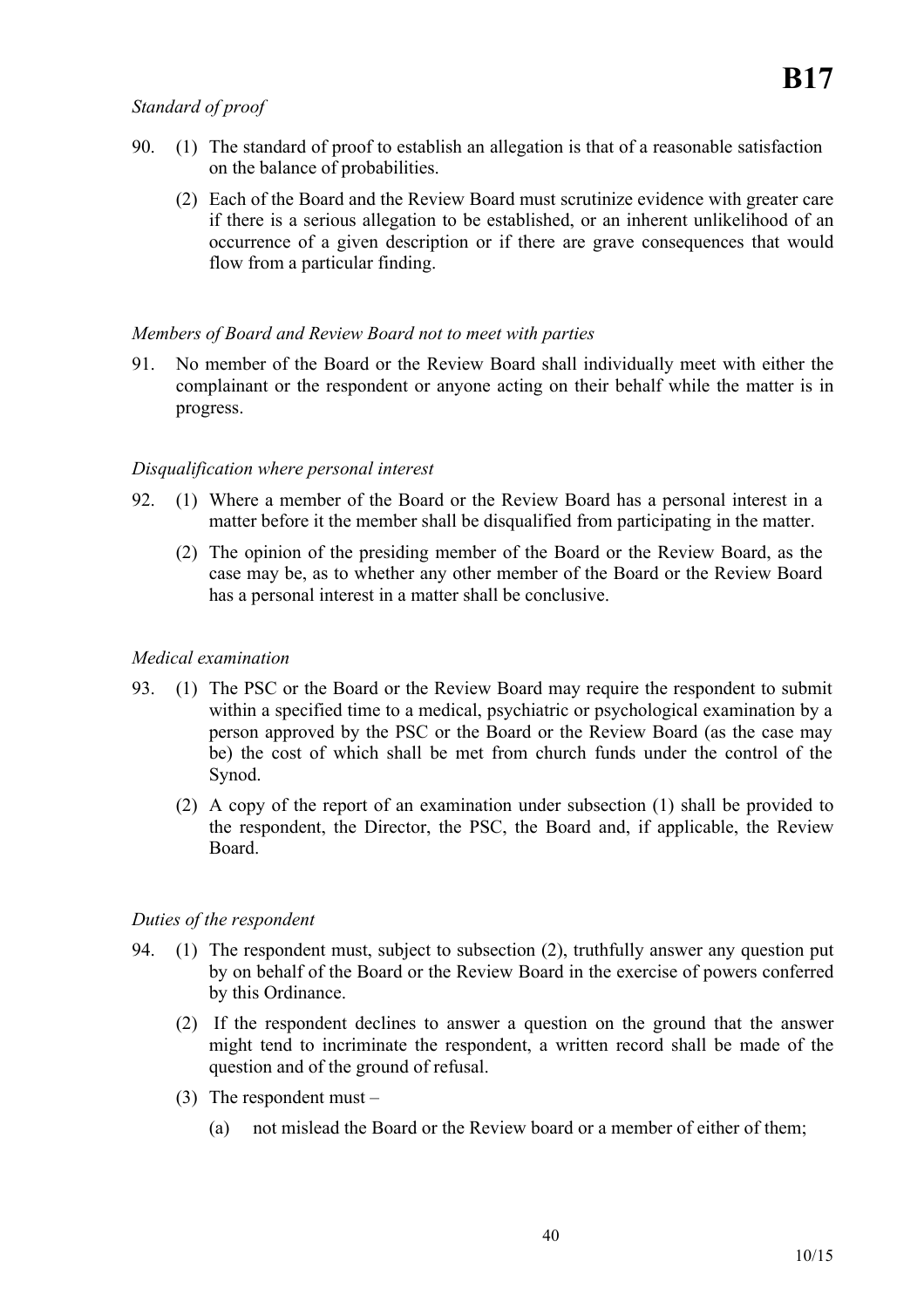*Standard of proof*

90. (1) The standard of proof to establish an allegation is that of a reasonable satisfaction on the balance of probabilities.

    (2) Each of the Board and the Review Board must scrutinize evidence with greater care if there is a serious allegation to be established, or an inherent unlikelihood of an occurrence of a given description or if there are grave consequences that would flow from a particular finding.

*Members of Board and Review Board not to meet with parties*

91. No member of the Board or the Review Board shall individually meet with either the complainant or the respondent or anyone acting on their behalf while the matter is in progress.

*Disqualification where personal interest*

92. (1) Where a member of the Board or the Review Board has a personal interest in a matter before it the member shall be disqualified from participating in the matter.

    (2) The opinion of the presiding member of the Board or the Review Board, as the case may be, as to whether any other member of the Board or the Review Board has a personal interest in a matter shall be conclusive.

*Medical examination*

93. (1) The PSC or the Board or the Review Board may require the respondent to submit within a specified time to a medical, psychiatric or psychological examination by a person approved by the PSC or the Board or the Review Board (as the case may be) the cost of which shall be met from church funds under the control of the Synod.

    (2) A copy of the report of an examination under subsection (1) shall be provided to the respondent, the Director, the PSC, the Board and, if applicable, the Review Board.

*Duties of the respondent*

94. (1) The respondent must, subject to subsection (2), truthfully answer any question put by on behalf of the Board or the Review Board in the exercise of powers conferred by this Ordinance.

    (2) If the respondent declines to answer a question on the ground that the answer might tend to incriminate the respondent, a written record shall be made of the question and of the ground of refusal.

    (3) The respondent must –

        (a) not mislead the Board or the Review board or a member of either of them;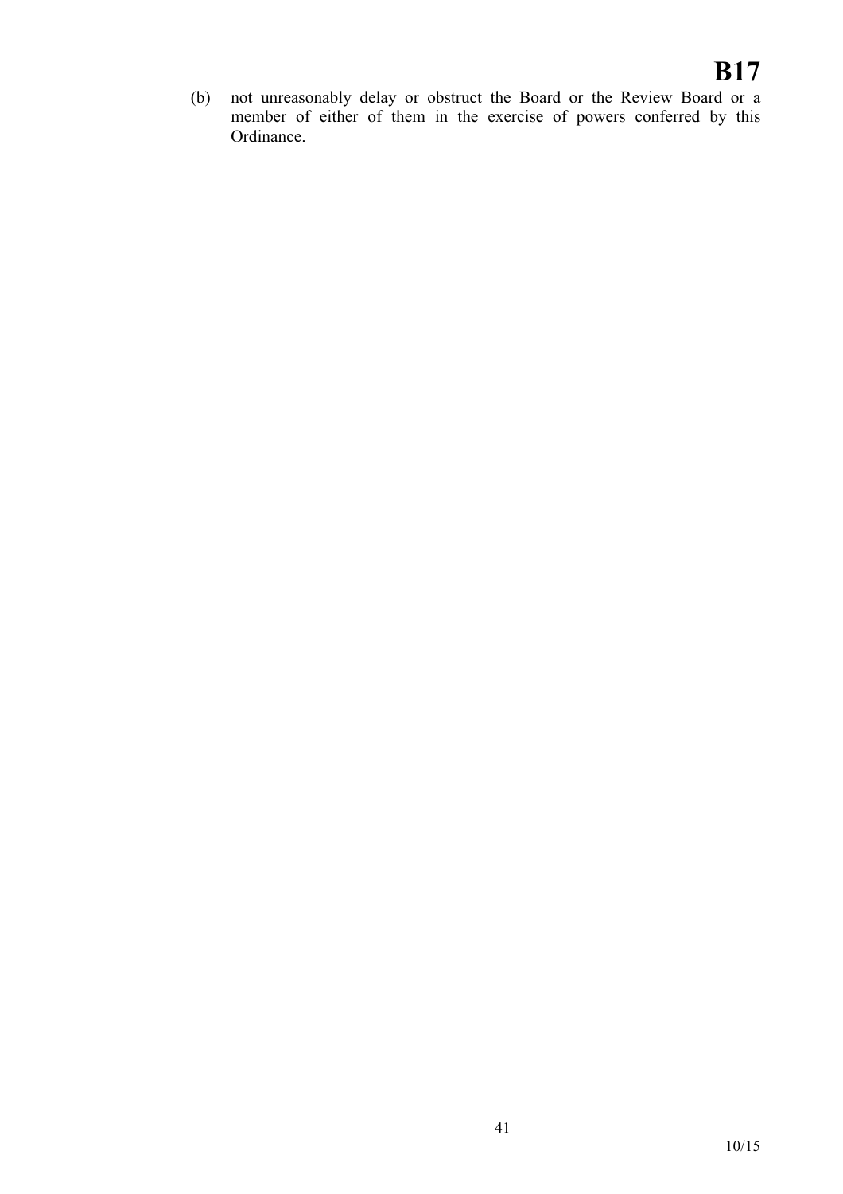(b) not unreasonably delay or obstruct the Board or the Review Board or a member of either of them in the exercise of powers conferred by this Ordinance.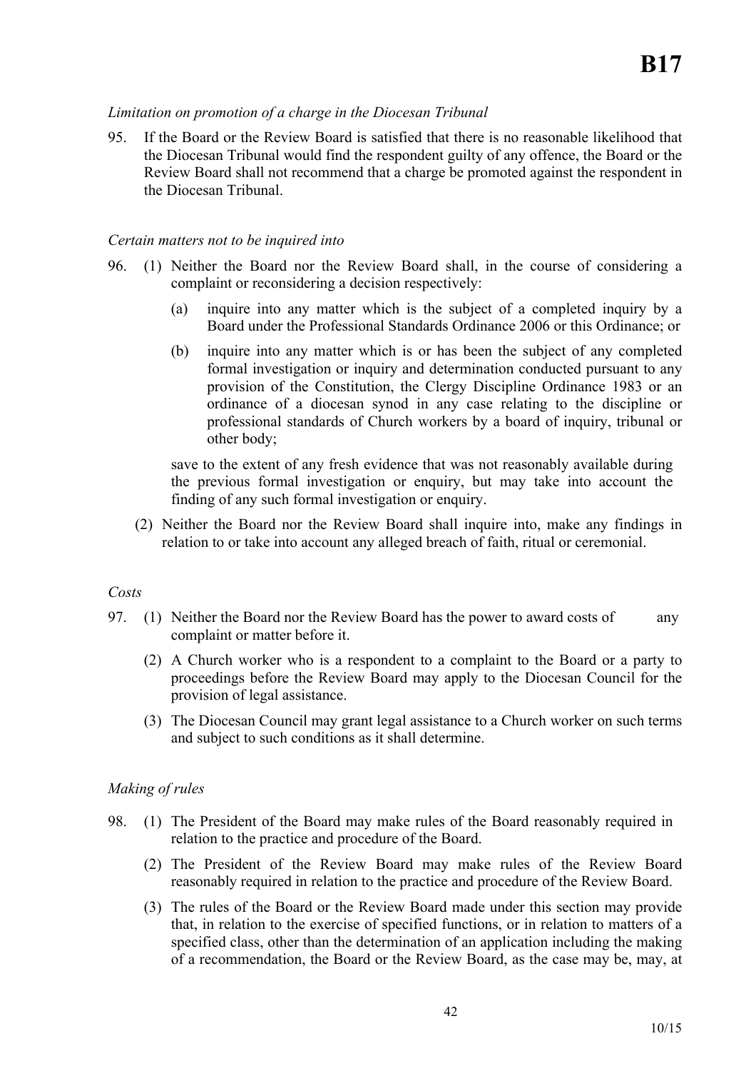*Limitation on promotion of a charge in the Diocesan Tribunal*

95. If the Board or the Review Board is satisfied that there is no reasonable likelihood that the Diocesan Tribunal would find the respondent guilty of any offence, the Board or the Review Board shall not recommend that a charge be promoted against the respondent in the Diocesan Tribunal.

*Certain matters not to be inquired into*

96. (1) Neither the Board nor the Review Board shall, in the course of considering a complaint or reconsidering a decision respectively:

    (a) inquire into any matter which is the subject of a completed inquiry by a Board under the Professional Standards Ordinance 2006 or this Ordinance; or

    (b) inquire into any matter which is or has been the subject of any completed formal investigation or inquiry and determination conducted pursuant to any provision of the Constitution, the Clergy Discipline Ordinance 1983 or an ordinance of a diocesan synod in any case relating to the discipline or professional standards of Church workers by a board of inquiry, tribunal or other body;

    save to the extent of any fresh evidence that was not reasonably available during the previous formal investigation or enquiry, but may take into account the finding of any such formal investigation or enquiry.

    (2) Neither the Board nor the Review Board shall inquire into, make any findings in relation to or take into account any alleged breach of faith, ritual or ceremonial.

*Costs*

97. (1) Neither the Board nor the Review Board has the power to award costs of any complaint or matter before it.

    (2) A Church worker who is a respondent to a complaint to the Board or a party to proceedings before the Review Board may apply to the Diocesan Council for the provision of legal assistance.

    (3) The Diocesan Council may grant legal assistance to a Church worker on such terms and subject to such conditions as it shall determine.

*Making of rules*

98. (1) The President of the Board may make rules of the Board reasonably required in relation to the practice and procedure of the Board.

    (2) The President of the Review Board may make rules of the Review Board reasonably required in relation to the practice and procedure of the Review Board.

    (3) The rules of the Board or the Review Board made under this section may provide that, in relation to the exercise of specified functions, or in relation to matters of a specified class, other than the determination of an application including the making of a recommendation, the Board or the Review Board, as the case may be, may, at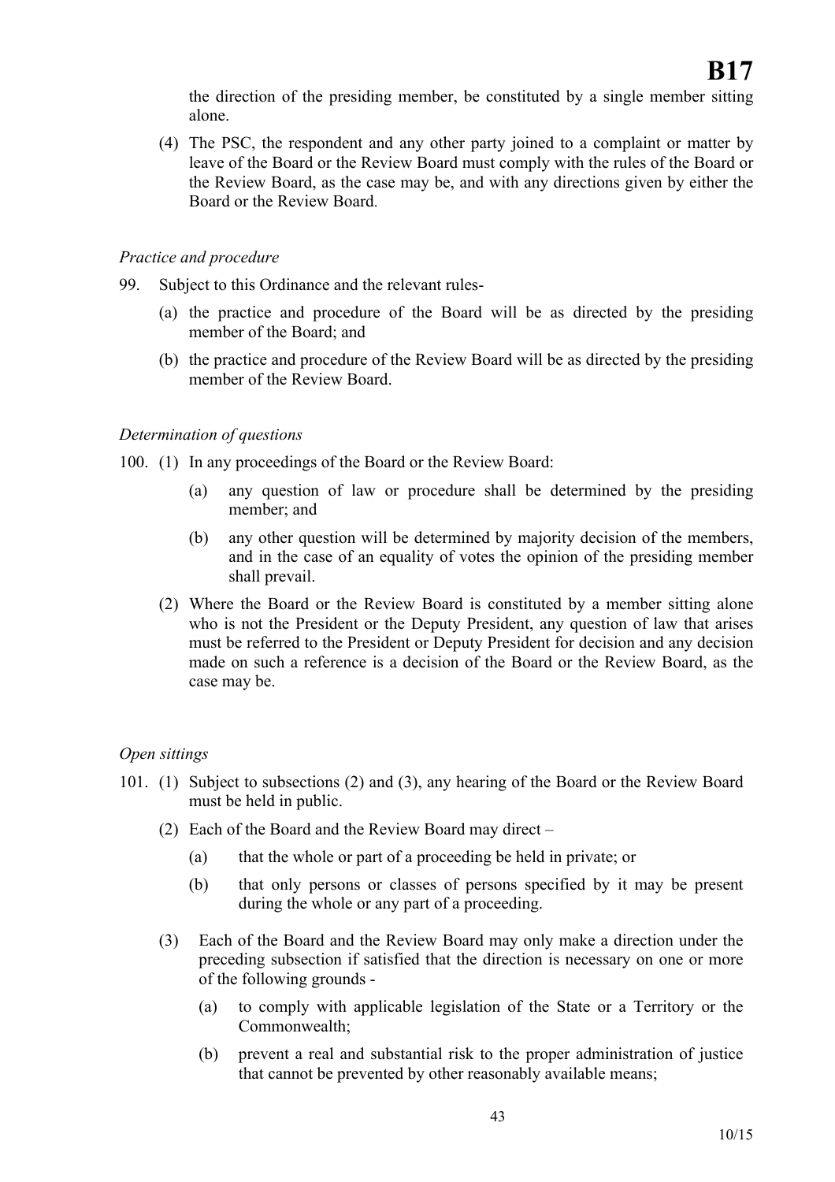the direction of the presiding member, be constituted by a single member sitting alone.

(4) The PSC, the respondent and any other party joined to a complaint or matter by leave of the Board or the Review Board must comply with the rules of the Board or the Review Board, as the case may be, and with any directions given by either the Board or the Review Board.

*Practice and procedure*

99. Subject to this Ordinance and the relevant rules-

(a) the practice and procedure of the Board will be as directed by the presiding member of the Board; and

(b) the practice and procedure of the Review Board will be as directed by the presiding member of the Review Board.

*Determination of questions*

100. (1) In any proceedings of the Board or the Review Board:

(a) any question of law or procedure shall be determined by the presiding member; and

(b) any other question will be determined by majority decision of the members, and in the case of an equality of votes the opinion of the presiding member shall prevail.

(2) Where the Board or the Review Board is constituted by a member sitting alone who is not the President or the Deputy President, any question of law that arises must be referred to the President or Deputy President for decision and any decision made on such a reference is a decision of the Board or the Review Board, as the case may be.

*Open sittings*

101. (1) Subject to subsections (2) and (3), any hearing of the Board or the Review Board must be held in public.

(2) Each of the Board and the Review Board may direct –

(a) that the whole or part of a proceeding be held in private; or

(b) that only persons or classes of persons specified by it may be present during the whole or any part of a proceeding.

(3) Each of the Board and the Review Board may only make a direction under the preceding subsection if satisfied that the direction is necessary on one or more of the following grounds -

(a) to comply with applicable legislation of the State or a Territory or the Commonwealth;

(b) prevent a real and substantial risk to the proper administration of justice that cannot be prevented by other reasonably available means;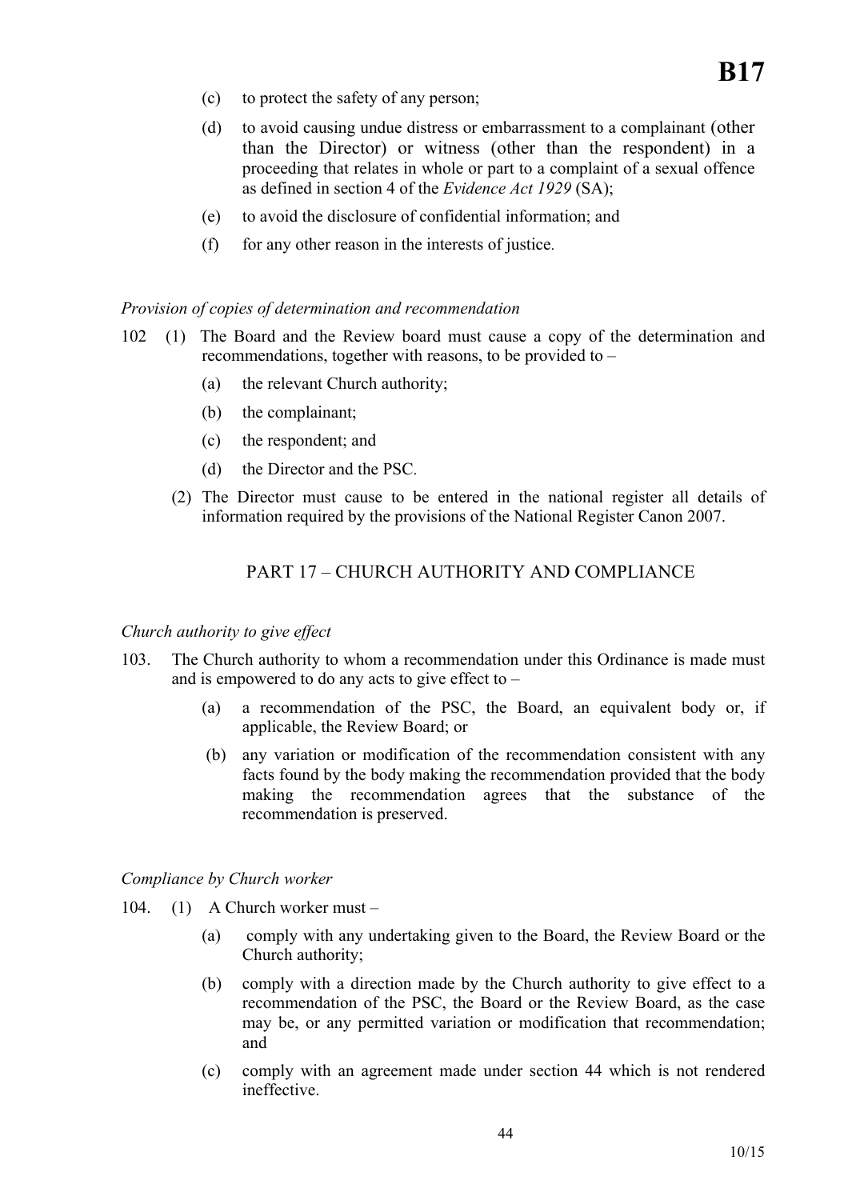(c) to protect the safety of any person;

(d) to avoid causing undue distress or embarrassment to a complainant (other than the Director) or witness (other than the respondent) in a proceeding that relates in whole or part to a complaint of a sexual offence as defined in section 4 of the *Evidence Act 1929* (SA);

(e) to avoid the disclosure of confidential information; and

(f) for any other reason in the interests of justice.

*Provision of copies of determination and recommendation*

102 (1) The Board and the Review board must cause a copy of the determination and recommendations, together with reasons, to be provided to –

(a) the relevant Church authority;

(b) the complainant;

(c) the respondent; and

(d) the Director and the PSC.

(2) The Director must cause to be entered in the national register all details of information required by the provisions of the National Register Canon 2007.

## PART 17 – CHURCH AUTHORITY AND COMPLIANCE

*Church authority to give effect*

103. The Church authority to whom a recommendation under this Ordinance is made must and is empowered to do any acts to give effect to –

(a) a recommendation of the PSC, the Board, an equivalent body or, if applicable, the Review Board; or

(b) any variation or modification of the recommendation consistent with any facts found by the body making the recommendation provided that the body making the recommendation agrees that the substance of the recommendation is preserved.

*Compliance by Church worker*

104. (1) A Church worker must –

(a) comply with any undertaking given to the Board, the Review Board or the Church authority;

(b) comply with a direction made by the Church authority to give effect to a recommendation of the PSC, the Board or the Review Board, as the case may be, or any permitted variation or modification that recommendation; and

(c) comply with an agreement made under section 44 which is not rendered ineffective.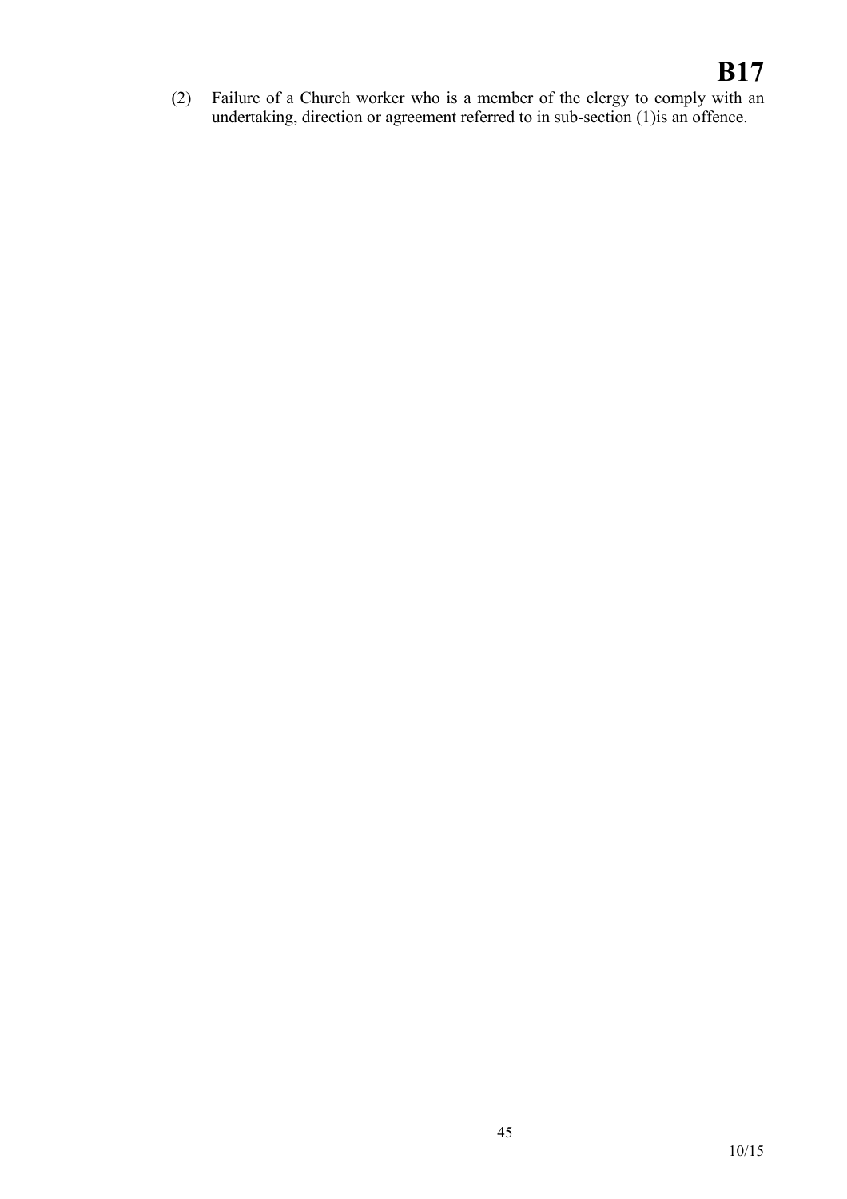(2) Failure of a Church worker who is a member of the clergy to comply with an undertaking, direction or agreement referred to in sub-section (1)is an offence.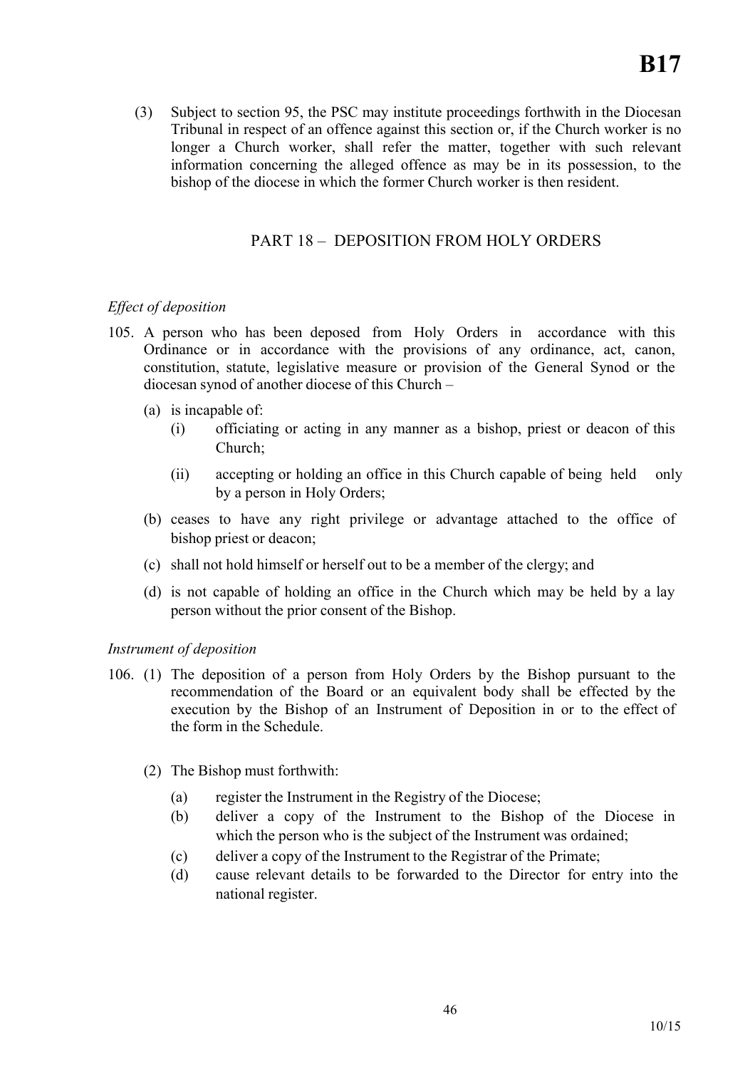(3) Subject to section 95, the PSC may institute proceedings forthwith in the Diocesan Tribunal in respect of an offence against this section or, if the Church worker is no longer a Church worker, shall refer the matter, together with such relevant information concerning the alleged offence as may be in its possession, to the bishop of the diocese in which the former Church worker is then resident.

## PART 18 – DEPOSITION FROM HOLY ORDERS

*Effect of deposition*

105. A person who has been deposed from Holy Orders in accordance with this Ordinance or in accordance with the provisions of any ordinance, act, canon, constitution, statute, legislative measure or provision of the General Synod or the diocesan synod of another diocese of this Church –

   (a) is incapable of:

      (i) officiating or acting in any manner as a bishop, priest or deacon of this Church;

      (ii) accepting or holding an office in this Church capable of being held only by a person in Holy Orders;

   (b) ceases to have any right privilege or advantage attached to the office of bishop priest or deacon;

   (c) shall not hold himself or herself out to be a member of the clergy; and

   (d) is not capable of holding an office in the Church which may be held by a lay person without the prior consent of the Bishop.

*Instrument of deposition*

106. (1) The deposition of a person from Holy Orders by the Bishop pursuant to the recommendation of the Board or an equivalent body shall be effected by the execution by the Bishop of an Instrument of Deposition in or to the effect of the form in the Schedule.

   (2) The Bishop must forthwith:

      (a) register the Instrument in the Registry of the Diocese;

      (b) deliver a copy of the Instrument to the Bishop of the Diocese in which the person who is the subject of the Instrument was ordained;

      (c) deliver a copy of the Instrument to the Registrar of the Primate;

      (d) cause relevant details to be forwarded to the Director for entry into the national register.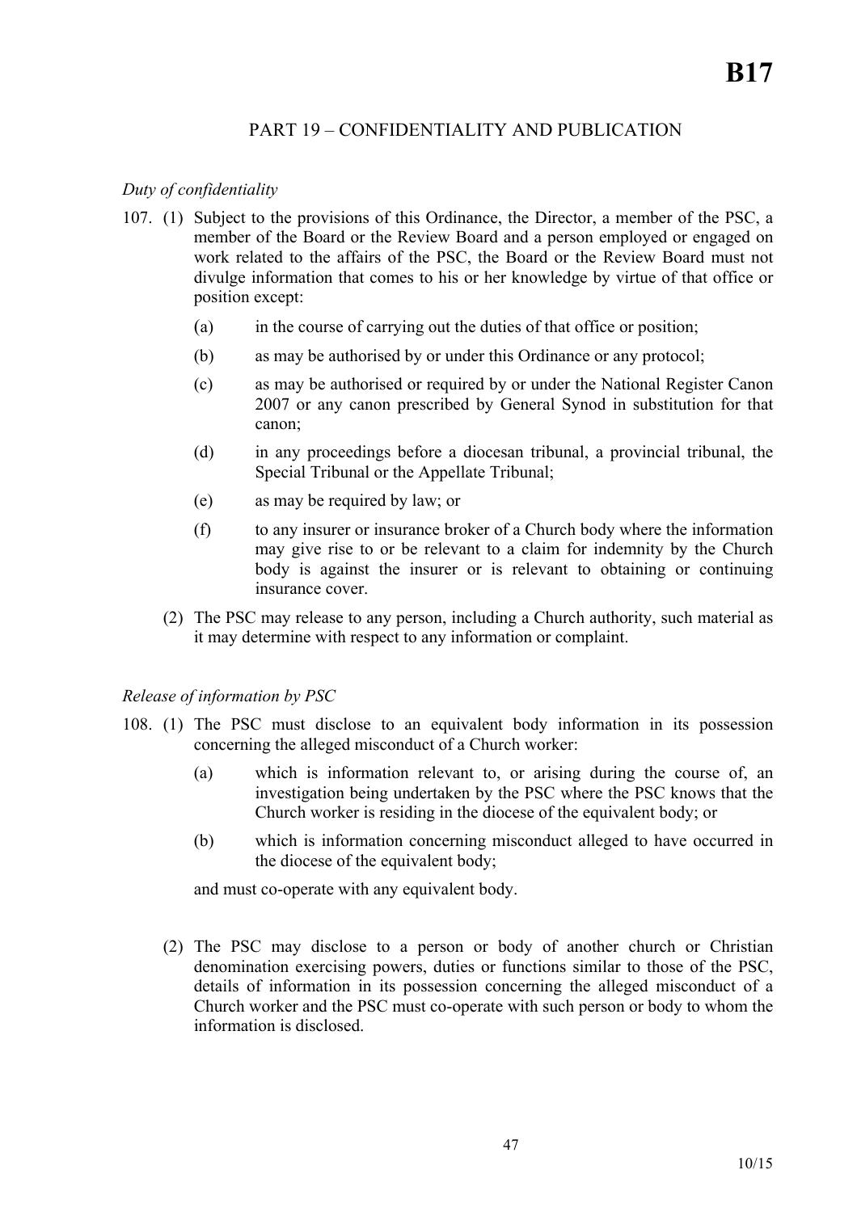## PART 19 – CONFIDENTIALITY AND PUBLICATION

*Duty of confidentiality*

107. (1) Subject to the provisions of this Ordinance, the Director, a member of the PSC, a member of the Board or the Review Board and a person employed or engaged on work related to the affairs of the PSC, the Board or the Review Board must not divulge information that comes to his or her knowledge by virtue of that office or position except:

   (a) in the course of carrying out the duties of that office or position;

   (b) as may be authorised by or under this Ordinance or any protocol;

   (c) as may be authorised or required by or under the National Register Canon 2007 or any canon prescribed by General Synod in substitution for that canon;

   (d) in any proceedings before a diocesan tribunal, a provincial tribunal, the Special Tribunal or the Appellate Tribunal;

   (e) as may be required by law; or

   (f) to any insurer or insurance broker of a Church body where the information may give rise to or be relevant to a claim for indemnity by the Church body is against the insurer or is relevant to obtaining or continuing insurance cover.

(2) The PSC may release to any person, including a Church authority, such material as it may determine with respect to any information or complaint.

*Release of information by PSC*

108. (1) The PSC must disclose to an equivalent body information in its possession concerning the alleged misconduct of a Church worker:

   (a) which is information relevant to, or arising during the course of, an investigation being undertaken by the PSC where the PSC knows that the Church worker is residing in the diocese of the equivalent body; or

   (b) which is information concerning misconduct alleged to have occurred in the diocese of the equivalent body;

   and must co-operate with any equivalent body.

(2) The PSC may disclose to a person or body of another church or Christian denomination exercising powers, duties or functions similar to those of the PSC, details of information in its possession concerning the alleged misconduct of a Church worker and the PSC must co-operate with such person or body to whom the information is disclosed.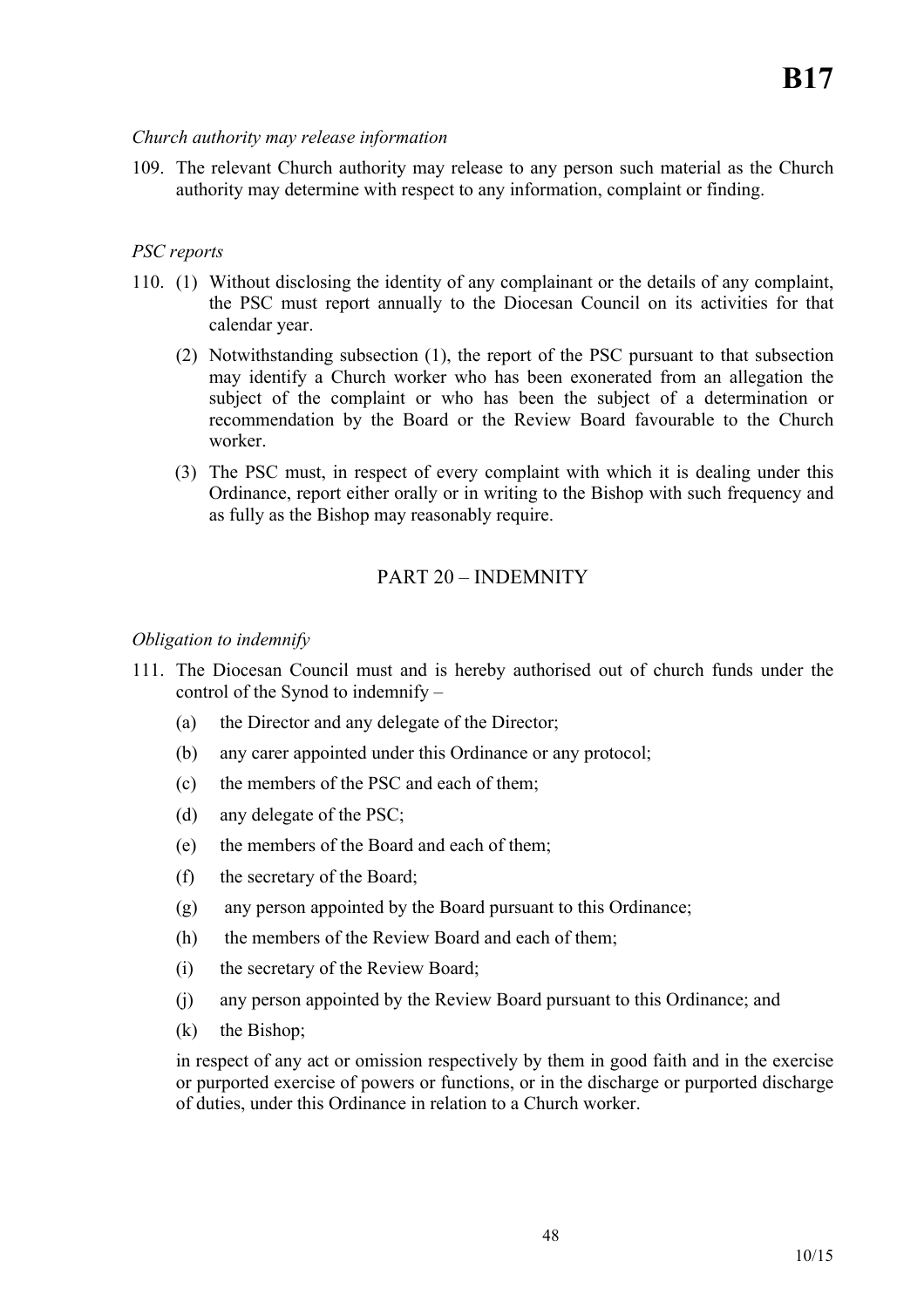*Church authority may release information*

109. The relevant Church authority may release to any person such material as the Church authority may determine with respect to any information, complaint or finding.

*PSC reports*

110. (1) Without disclosing the identity of any complainant or the details of any complaint, the PSC must report annually to the Diocesan Council on its activities for that calendar year.

 (2) Notwithstanding subsection (1), the report of the PSC pursuant to that subsection may identify a Church worker who has been exonerated from an allegation the subject of the complaint or who has been the subject of a determination or recommendation by the Board or the Review Board favourable to the Church worker.

 (3) The PSC must, in respect of every complaint with which it is dealing under this Ordinance, report either orally or in writing to the Bishop with such frequency and as fully as the Bishop may reasonably require.

## PART 20 – INDEMNITY

*Obligation to indemnify*

111. The Diocesan Council must and is hereby authorised out of church funds under the control of the Synod to indemnify –

 (a) the Director and any delegate of the Director;

 (b) any carer appointed under this Ordinance or any protocol;

 (c) the members of the PSC and each of them;

 (d) any delegate of the PSC;

 (e) the members of the Board and each of them;

 (f) the secretary of the Board;

 (g) any person appointed by the Board pursuant to this Ordinance;

 (h) the members of the Review Board and each of them;

 (i) the secretary of the Review Board;

 (j) any person appointed by the Review Board pursuant to this Ordinance; and

 (k) the Bishop;

 in respect of any act or omission respectively by them in good faith and in the exercise or purported exercise of powers or functions, or in the discharge or purported discharge of duties, under this Ordinance in relation to a Church worker.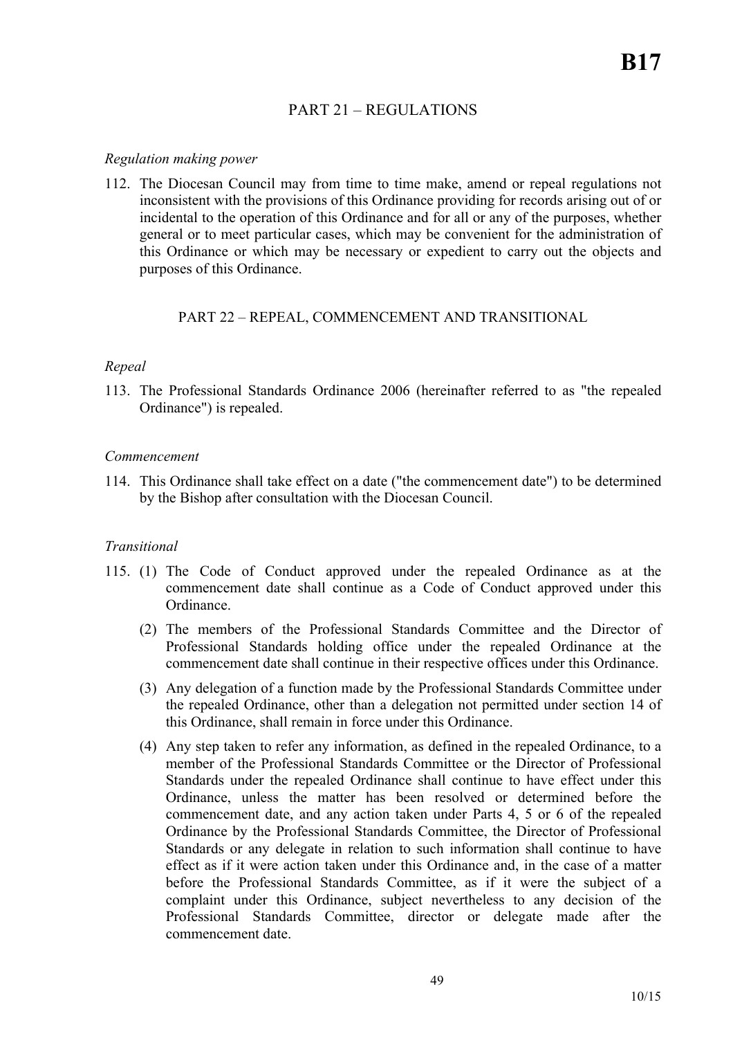## PART 21 – REGULATIONS

*Regulation making power*

112. The Diocesan Council may from time to time make, amend or repeal regulations not inconsistent with the provisions of this Ordinance providing for records arising out of or incidental to the operation of this Ordinance and for all or any of the purposes, whether general or to meet particular cases, which may be convenient for the administration of this Ordinance or which may be necessary or expedient to carry out the objects and purposes of this Ordinance.

## PART 22 – REPEAL, COMMENCEMENT AND TRANSITIONAL

*Repeal*

113. The Professional Standards Ordinance 2006 (hereinafter referred to as "the repealed Ordinance") is repealed.

*Commencement*

114. This Ordinance shall take effect on a date ("the commencement date") to be determined by the Bishop after consultation with the Diocesan Council.

*Transitional*

115. (1) The Code of Conduct approved under the repealed Ordinance as at the commencement date shall continue as a Code of Conduct approved under this Ordinance.

(2) The members of the Professional Standards Committee and the Director of Professional Standards holding office under the repealed Ordinance at the commencement date shall continue in their respective offices under this Ordinance.

(3) Any delegation of a function made by the Professional Standards Committee under the repealed Ordinance, other than a delegation not permitted under section 14 of this Ordinance, shall remain in force under this Ordinance.

(4) Any step taken to refer any information, as defined in the repealed Ordinance, to a member of the Professional Standards Committee or the Director of Professional Standards under the repealed Ordinance shall continue to have effect under this Ordinance, unless the matter has been resolved or determined before the commencement date, and any action taken under Parts 4, 5 or 6 of the repealed Ordinance by the Professional Standards Committee, the Director of Professional Standards or any delegate in relation to such information shall continue to have effect as if it were action taken under this Ordinance and, in the case of a matter before the Professional Standards Committee, as if it were the subject of a complaint under this Ordinance, subject nevertheless to any decision of the Professional Standards Committee, director or delegate made after the commencement date.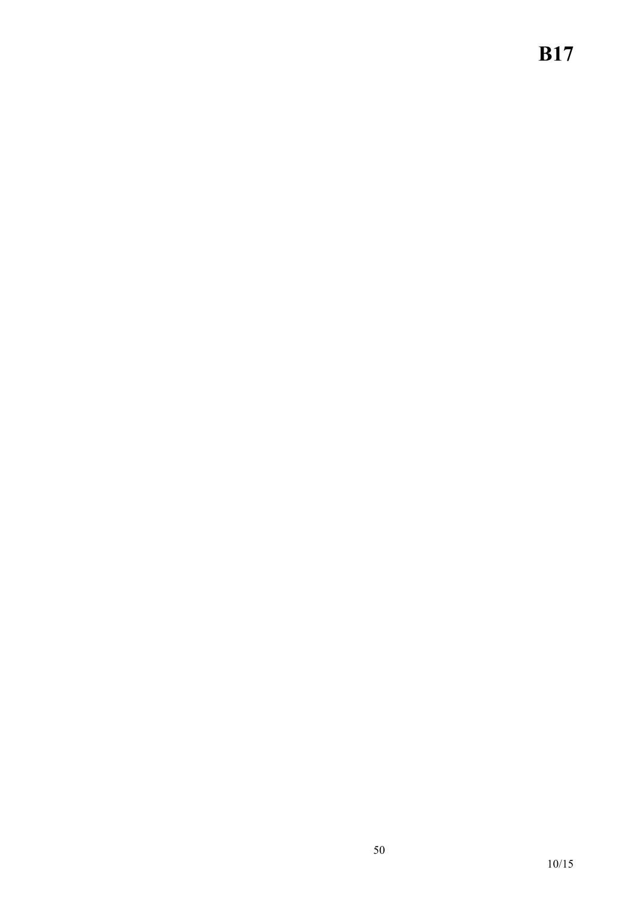**B17**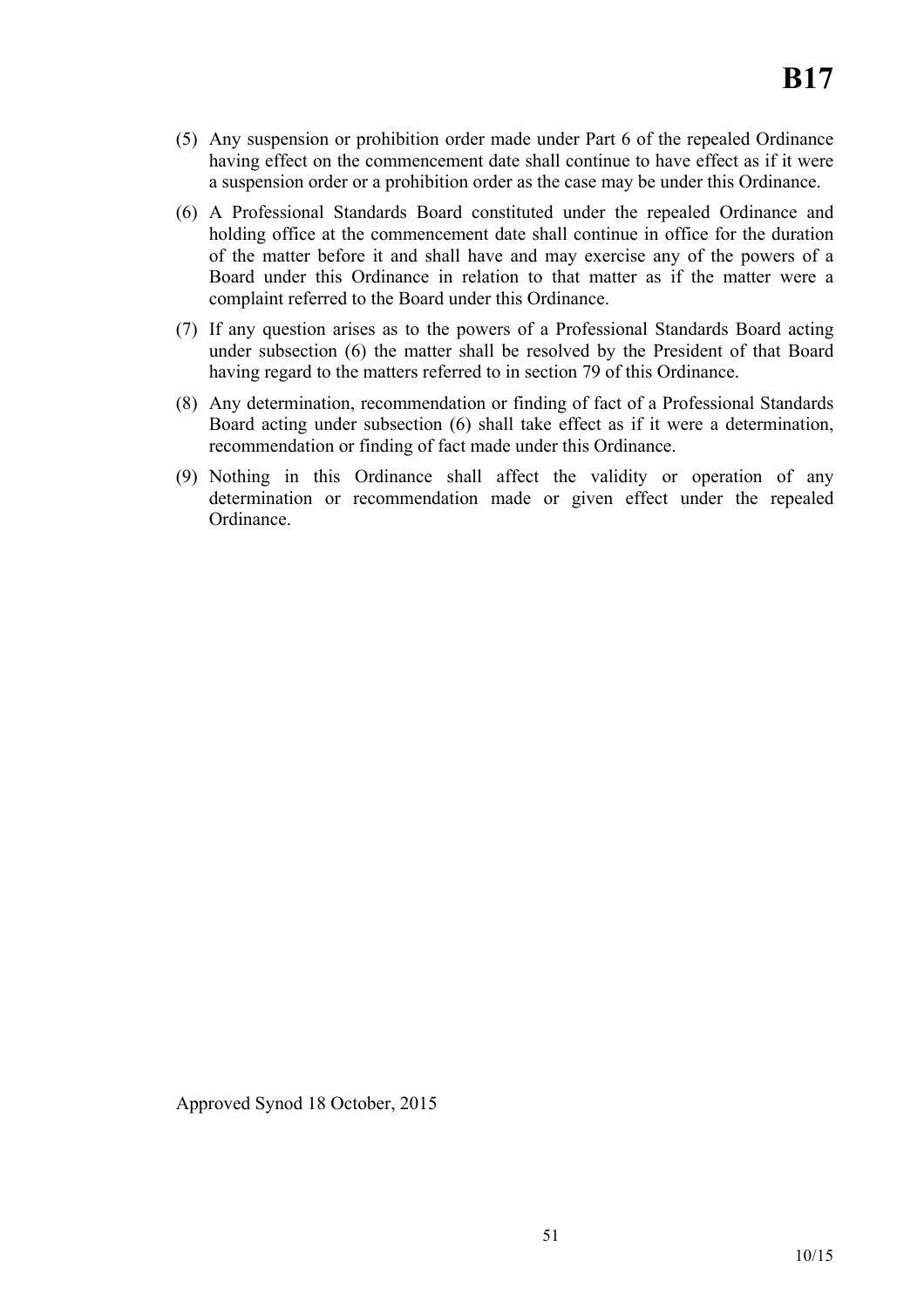(5) Any suspension or prohibition order made under Part 6 of the repealed Ordinance having effect on the commencement date shall continue to have effect as if it were a suspension order or a prohibition order as the case may be under this Ordinance.

(6) A Professional Standards Board constituted under the repealed Ordinance and holding office at the commencement date shall continue in office for the duration of the matter before it and shall have and may exercise any of the powers of a Board under this Ordinance in relation to that matter as if the matter were a complaint referred to the Board under this Ordinance.

(7) If any question arises as to the powers of a Professional Standards Board acting under subsection (6) the matter shall be resolved by the President of that Board having regard to the matters referred to in section 79 of this Ordinance.

(8) Any determination, recommendation or finding of fact of a Professional Standards Board acting under subsection (6) shall take effect as if it were a determination, recommendation or finding of fact made under this Ordinance.

(9) Nothing in this Ordinance shall affect the validity or operation of any determination or recommendation made or given effect under the repealed Ordinance.

Approved Synod 18 October, 2015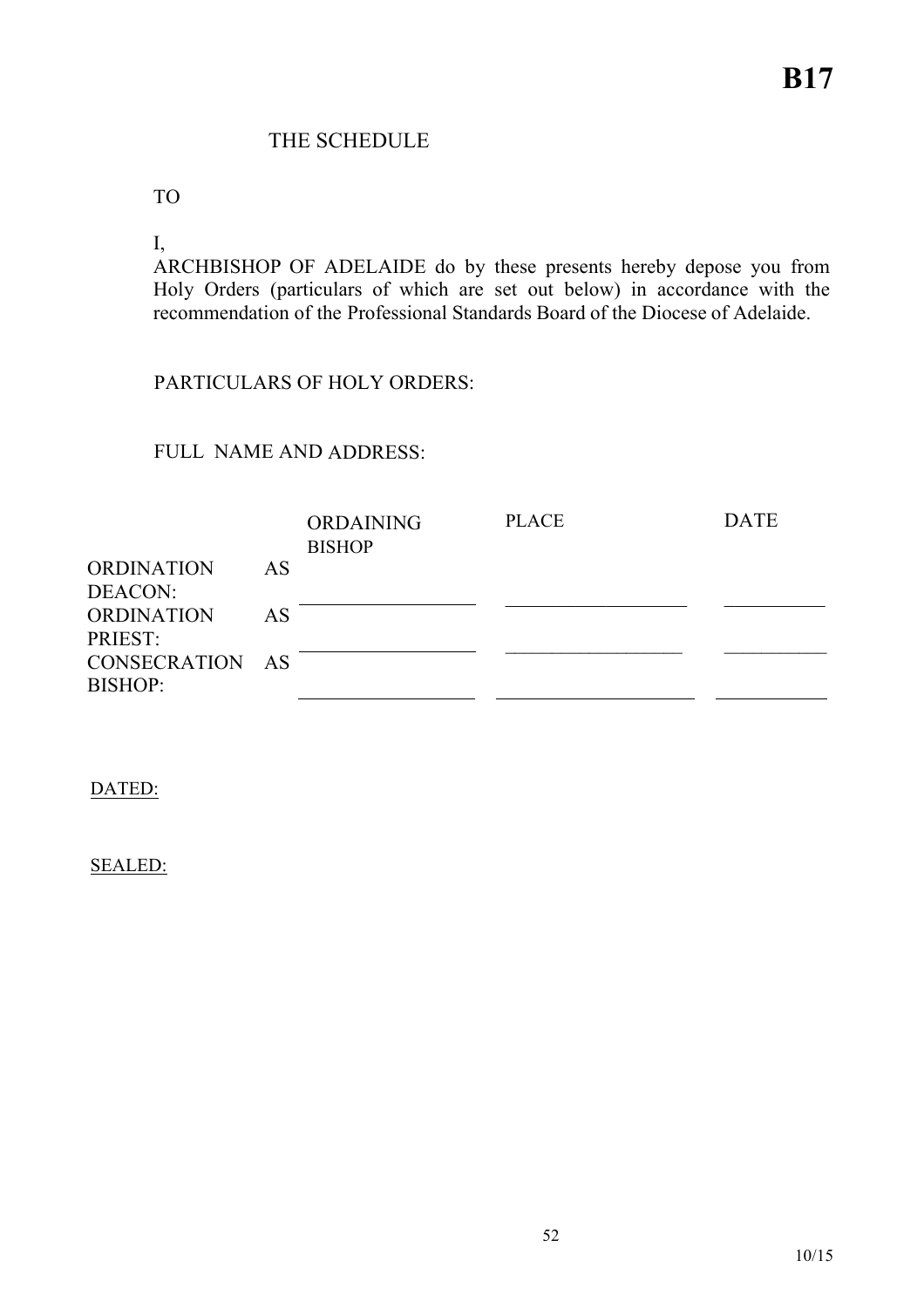**B17**

THE SCHEDULE

TO

I,
ARCHBISHOP OF ADELAIDE do by these presents hereby depose you from Holy Orders (particulars of which are set out below) in accordance with the recommendation of the Professional Standards Board of the Diocese of Adelaide.

PARTICULARS OF HOLY ORDERS:

FULL NAME AND ADDRESS:

| | ORDAINING BISHOP | PLACE | DATE |
|---|---|---|---|
| ORDINATION AS DEACON: | ____________ | ____________ | ________ |
| ORDINATION AS PRIEST: | ____________ | ____________ | ________ |
| CONSECRATION AS BISHOP: | ____________ | ____________ | ________ |

DATED:

SEALED:

10/15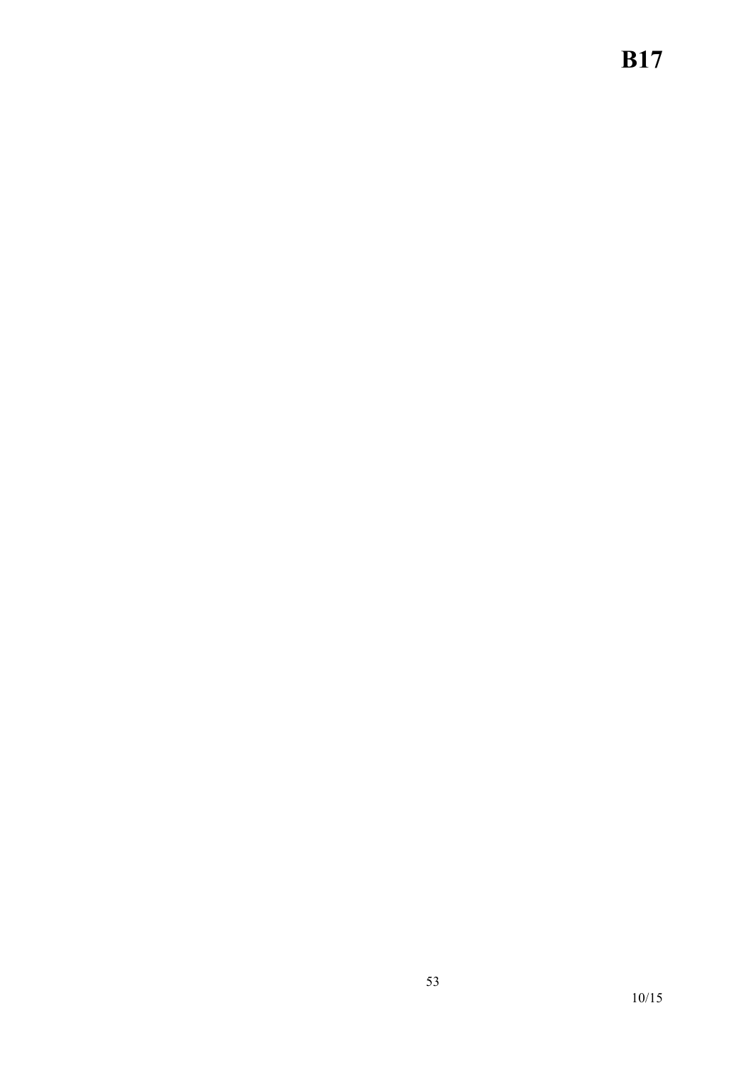**B17**